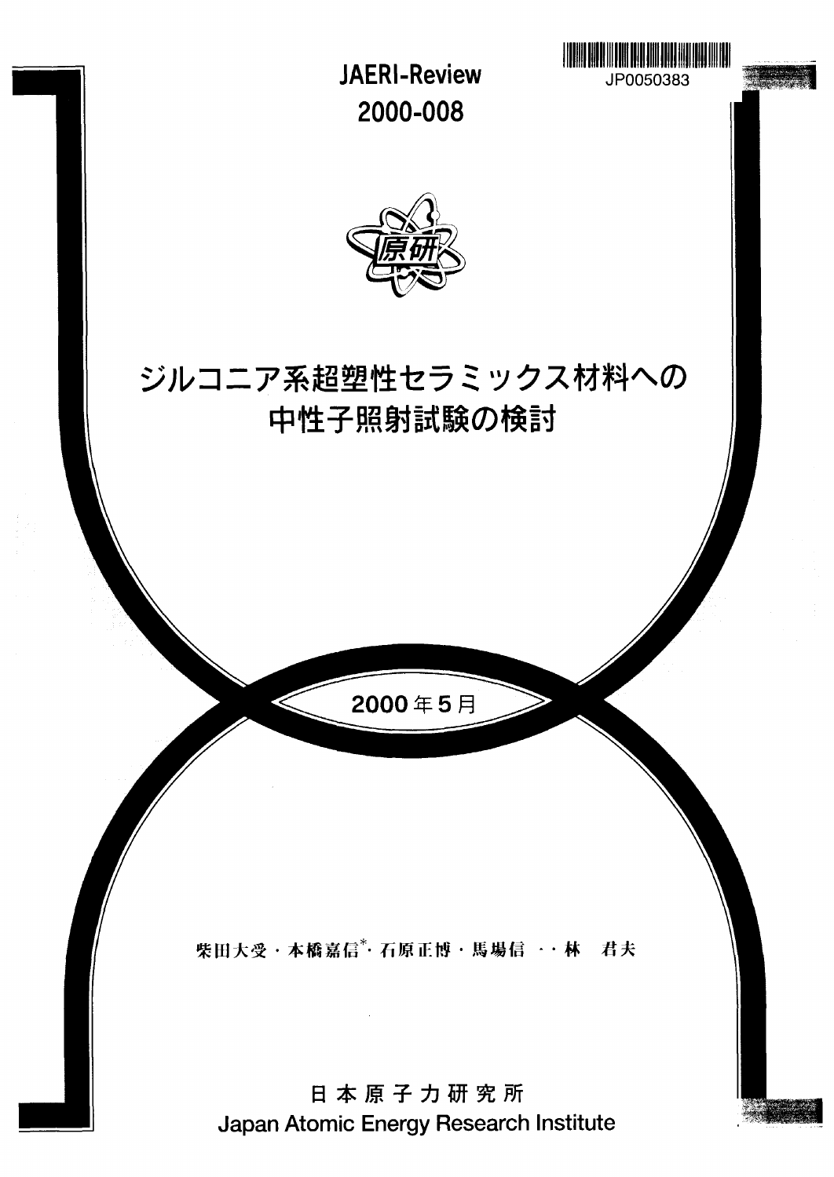JAERI-Review 2000-008

JP0050383

# ジルコニア系超塑性セラミックス材料への中性子照射試験の検討

2000年5月

柴田大受・本橋嘉信*・石原正博・馬場信一・林　君夫

日本原子力研究所
Japan Atomic Energy Research Institute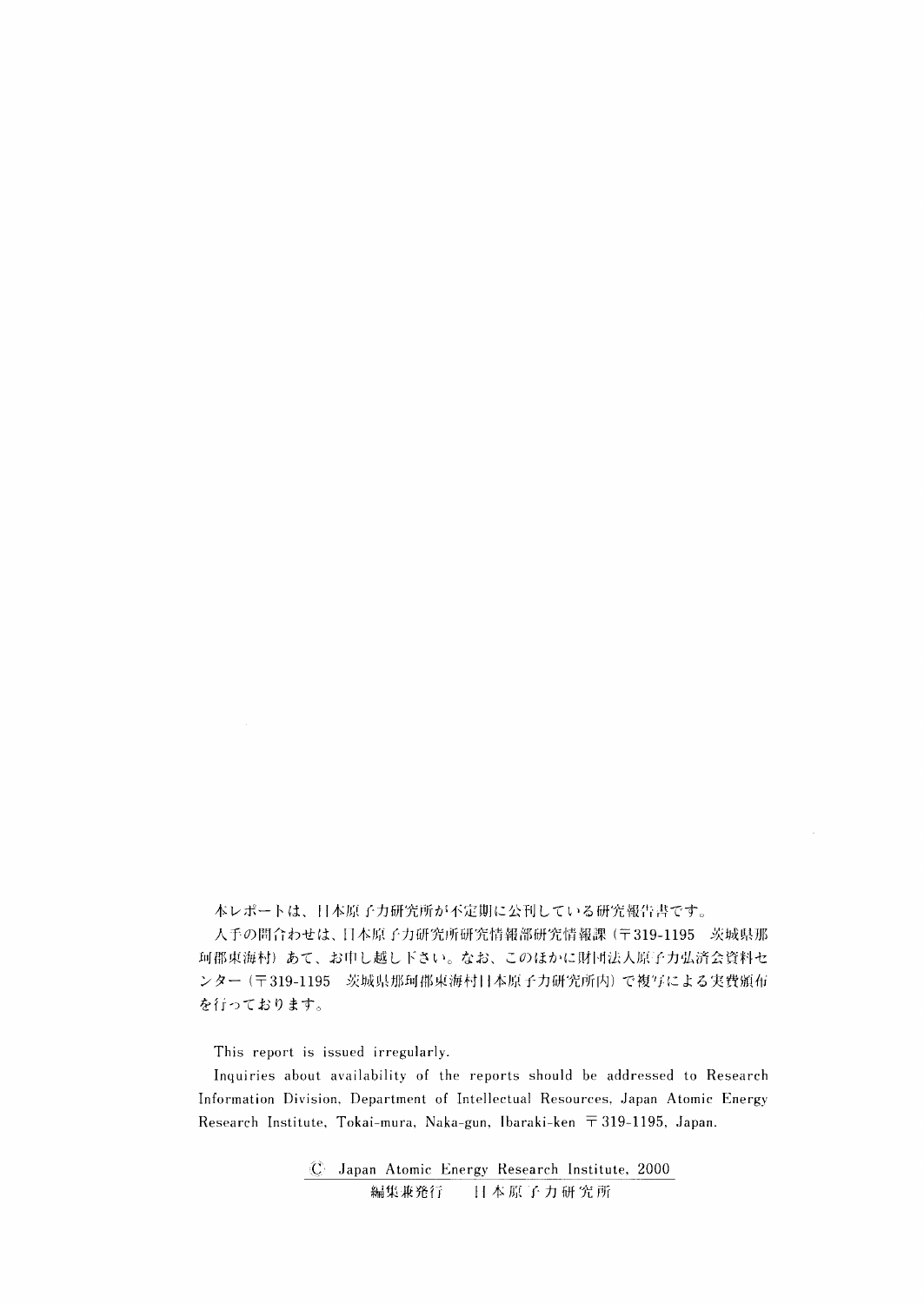本レポートは、日本原子力研究所が不定期に公刊している研究報告書です。

入手の問合わせは、日本原子力研究所研究情報部研究情報課（〒319-1195　茨城県那珂郡東海村）あて、お申し越し下さい。なお、このほかに財団法人原子力弘済会資料センター（〒319-1195　茨城県那珂郡東海村日本原子力研究所内）で複写による実費頒布を行っております。

This report is issued irregularly.

Inquiries about availability of the reports should be addressed to Research Information Division, Department of Intellectual Resources, Japan Atomic Energy Research Institute, Tokai-mura, Naka-gun, Ibaraki-ken 〒319-1195, Japan.

© Japan Atomic Energy Research Institute, 2000

編集兼発行　日本原子力研究所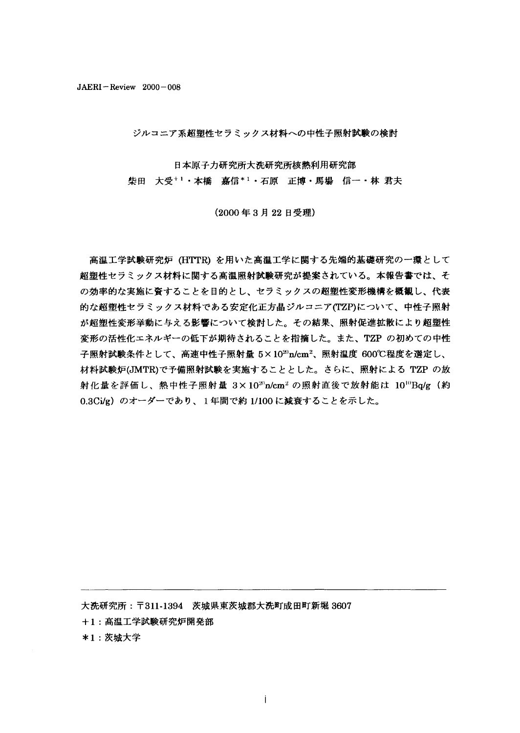JAERI－Review 2000－008

# ジルコニア系超塑性セラミックス材料への中性子照射試験の検討

日本原子力研究所大洗研究所核熱利用研究部

柴田 大受[+1]・本橋 嘉信[*1]・石原 正博・馬場 信一・林 君夫

（2000 年 3 月 22 日受理）

高温工学試験研究炉（HTTR）を用いた高温工学に関する先端的基礎研究の一環として超塑性セラミックス材料に関する高温照射試験研究が提案されている。本報告書では、その効率的な実施に資することを目的とし、セラミックスの超塑性変形機構を概観し、代表的な超塑性セラミックス材料である安定化正方晶ジルコニア(TZP)について、中性子照射が超塑性変形挙動に与える影響について検討した。その結果、照射促進拡散により超塑性変形の活性化エネルギーの低下が期待されることを指摘した。また、TZP の初めての中性子照射試験条件として、高速中性子照射量 $5\times10^{20}$n/cm$^2$、照射温度 600℃程度を選定し、材料試験炉(JMTR)で予備照射試験を実施することとした。さらに、照射による TZP の放射化量を評価し、熱中性子照射量 $3\times10^{20}$n/cm$^2$ の照射直後で放射能は $10^{10}$Bq/g（約 0.3Ci/g）のオーダーであり、1 年間で約 1/100 に減衰することを示した。

---

大洗研究所：〒311-1394　茨城県東茨城郡大洗町成田町新堀 3607

+1：高温工学試験研究炉開発部

*1：茨城大学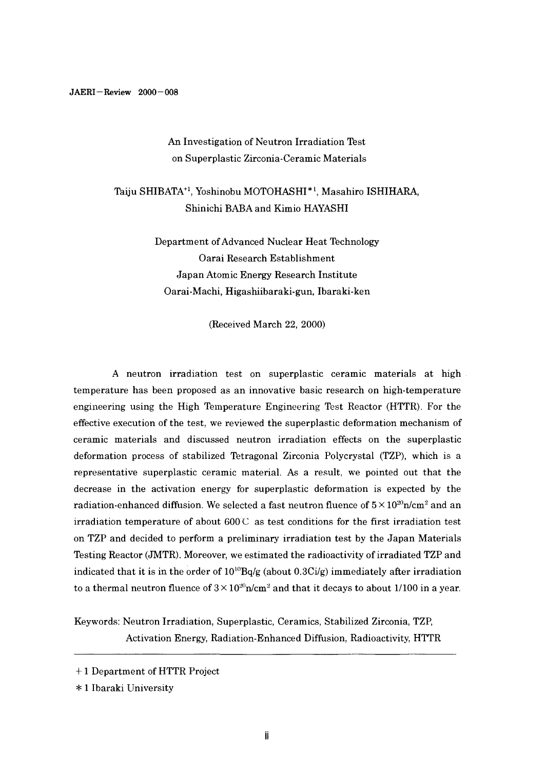# An Investigation of Neutron Irradiation Test on Superplastic Zirconia-Ceramic Materials

Taiju SHIBATA[+1], Yoshinobu MOTOHASHI[*1], Masahiro ISHIHARA, Shinichi BABA and Kimio HAYASHI

Department of Advanced Nuclear Heat Technology
Oarai Research Establishment
Japan Atomic Energy Research Institute
Oarai-Machi, Higashiibaraki-gun, Ibaraki-ken

(Received March 22, 2000)

A neutron irradiation test on superplastic ceramic materials at high temperature has been proposed as an innovative basic research on high-temperature engineering using the High Temperature Engineering Test Reactor (HTTR). For the effective execution of the test, we reviewed the superplastic deformation mechanism of ceramic materials and discussed neutron irradiation effects on the superplastic deformation process of stabilized Tetragonal Zirconia Polycrystal (TZP), which is a representative superplastic ceramic material. As a result, we pointed out that the decrease in the activation energy for superplastic deformation is expected by the radiation-enhanced diffusion. We selected a fast neutron fluence of $5\times10^{20}$n/cm$^2$ and an irradiation temperature of about 600℃ as test conditions for the first irradiation test on TZP and decided to perform a preliminary irradiation test by the Japan Materials Testing Reactor (JMTR). Moreover, we estimated the radioactivity of irradiated TZP and indicated that it is in the order of $10^{10}$Bq/g (about 0.3Ci/g) immediately after irradiation to a thermal neutron fluence of $3\times10^{20}$n/cm$^2$ and that it decays to about 1/100 in a year.

Keywords: Neutron Irradiation, Superplastic, Ceramics, Stabilized Zirconia, TZP, Activation Energy, Radiation-Enhanced Diffusion, Radioactivity, HTTR

---

+1 Department of HTTR Project

*1 Ibaraki University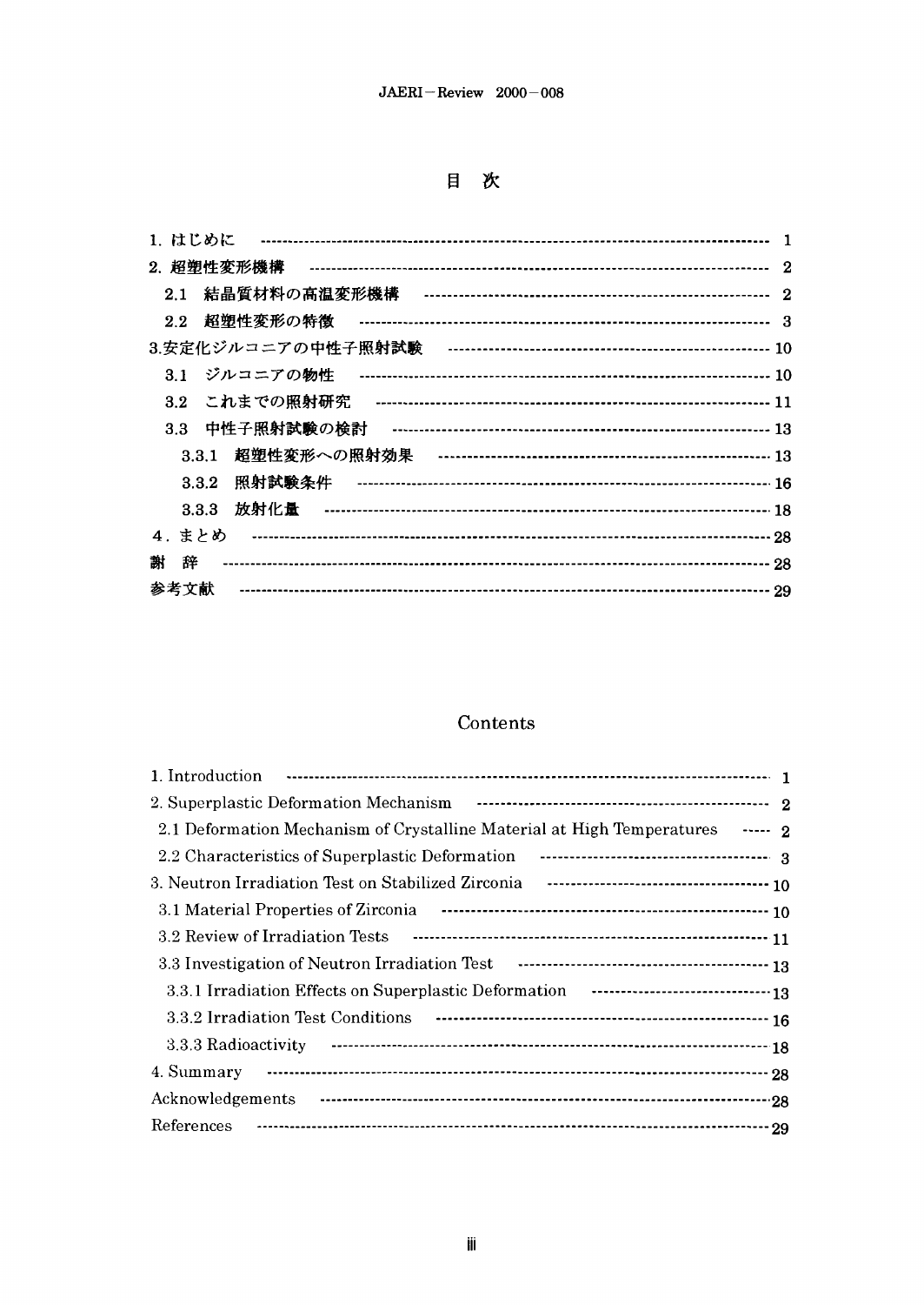# 目 次

1. はじめに ----- 1
2. 超塑性変形機構 ----- 2
   - 2.1 結晶質材料の高温変形機構 ----- 2
   - 2.2 超塑性変形の特徴 ----- 3
3. 安定化ジルコニアの中性子照射試験 ----- 10
   - 3.1 ジルコニアの物性 ----- 10
   - 3.2 これまでの照射研究 ----- 11
   - 3.3 中性子照射試験の検討 ----- 13
     - 3.3.1 超塑性変形への照射効果 ----- 13
     - 3.3.2 照射試験条件 ----- 16
     - 3.3.3 放射化量 ----- 18
4. まとめ ----- 28

謝 辞 ----- 28

参考文献 ----- 29

# Contents

1. Introduction ----- 1
2. Superplastic Deformation Mechanism ----- 2
   - 2.1 Deformation Mechanism of Crystalline Material at High Temperatures ----- 2
   - 2.2 Characteristics of Superplastic Deformation ----- 3
3. Neutron Irradiation Test on Stabilized Zirconia ----- 10
   - 3.1 Material Properties of Zirconia ----- 10
   - 3.2 Review of Irradiation Tests ----- 11
   - 3.3 Investigation of Neutron Irradiation Test ----- 13
     - 3.3.1 Irradiation Effects on Superplastic Deformation ----- 13
     - 3.3.2 Irradiation Test Conditions ----- 16
     - 3.3.3 Radioactivity ----- 18
4. Summary ----- 28

Acknowledgements ----- 28

References ----- 29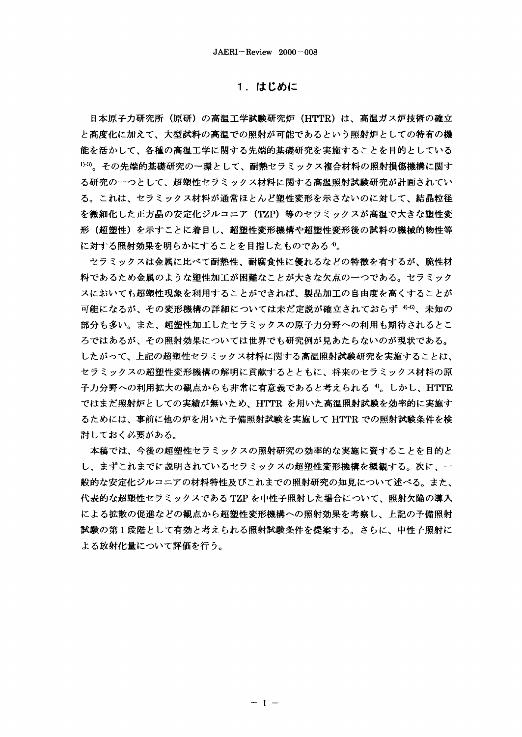# 1．はじめに

日本原子力研究所（原研）の高温工学試験研究炉（HTTR）は、高温ガス炉技術の確立と高度化に加えて、大型試料の高温での照射が可能であるという照射炉としての特有の機能を活かして、各種の高温工学に関する先端的基礎研究を実施することを目的としている[1)-3)]。その先端的基礎研究の一環として、耐熱セラミックス複合材料の照射損傷機構に関する研究の一つとして、超塑性セラミックス材料に関する高温照射試験研究が計画されている。これは、セラミックス材料が通常ほとんど塑性変形を示さないのに対して、結晶粒径を微細化した正方晶の安定化ジルコニア（TZP）等のセラミックスが高温で大きな塑性変形（超塑性）を示すことに着目し、超塑性変形機構や超塑性変形後の試料の機械的物性等に対する照射効果を明らかにすることを目指したものである[4)]。

セラミックスは金属に比べて耐熱性、耐腐食性に優れるなどの特徴を有するが、脆性材料であるため金属のような塑性加工が困難なことが大きな欠点の一つである。セラミックスにおいても超塑性現象を利用することができれば、製品加工の自由度を高くすることが可能になるが、その変形機構の詳細については未だ定説が確立されておらず[4)-6)]、未知の部分も多い。また、超塑性加工したセラミックスの原子力分野への利用も期待されるところではあるが、その照射効果については世界でも研究例が見あたらないのが現状である。したがって、上記の超塑性セラミックス材料に関する高温照射試験研究を実施することは、セラミックスの超塑性変形機構の解明に貢献するとともに、将来のセラミックス材料の原子力分野への利用拡大の観点からも非常に有意義であると考えられる[4)]。しかし、HTTRではまだ照射炉としての実績が無いため、HTTR を用いた高温照射試験を効率的に実施するためには、事前に他の炉を用いた予備照射試験を実施して HTTR での照射試験条件を検討しておく必要がある。

本稿では、今後の超塑性セラミックスの照射研究の効率的な実施に資することを目的とし、まずこれまでに説明されているセラミックスの超塑性変形機構を概観する。次に、一般的な安定化ジルコニアの材料特性及びこれまでの照射研究の知見について述べる。また、代表的な超塑性セラミックスである TZP を中性子照射した場合について、照射欠陥の導入による拡散の促進などの観点から超塑性変形機構への照射効果を考察し、上記の予備照射試験の第 1 段階として有効と考えられる照射試験条件を提案する。さらに、中性子照射による放射化量について評価を行う。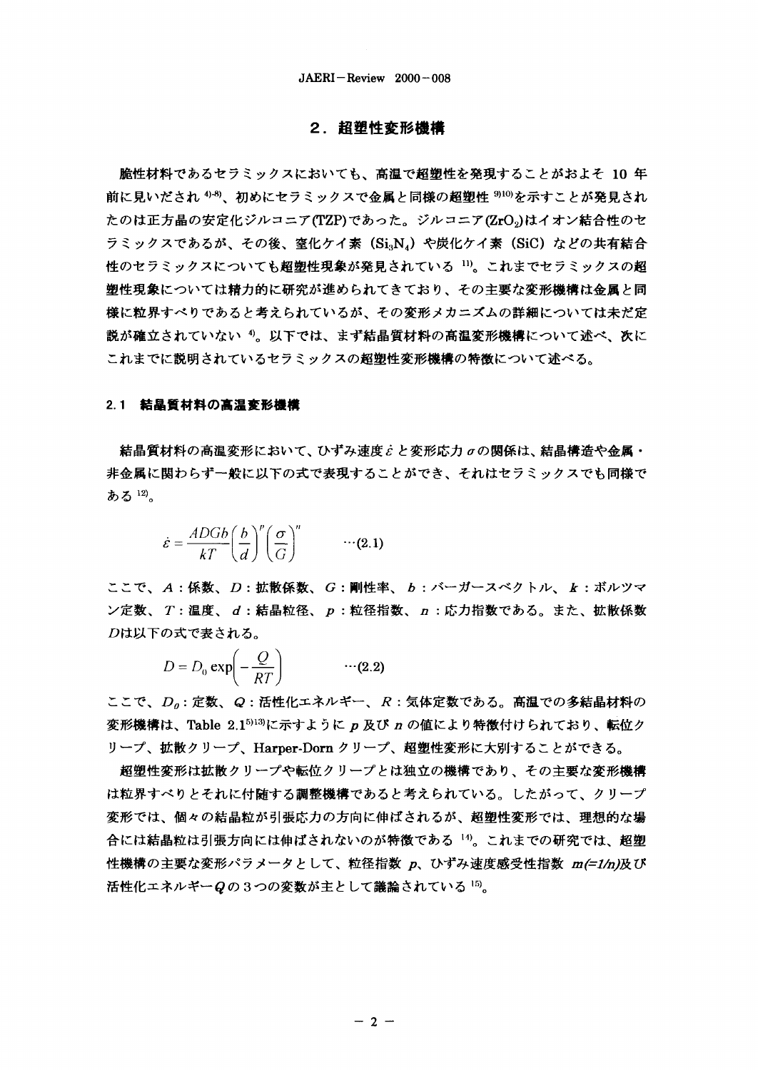## 2. 超塑性変形機構

脆性材料であるセラミックスにおいても、高温で超塑性を発現することがおよそ 10 年前に見いだされ[4)-8)]、初めにセラミックスで金属と同様の超塑性[9)10)]を示すことが発見されたのは正方晶の安定化ジルコニア(TZP)であった。ジルコニア($ZrO_2$)はイオン結合性のセラミックスであるが、その後、窒化ケイ素（$Si_3N_4$）や炭化ケイ素（SiC）などの共有結合性のセラミックスについても超塑性現象が発見されている[11)]。これまでセラミックスの超塑性現象については精力的に研究が進められてきており、その主要な変形機構は金属と同様に粒界すべりであると考えられているが、その変形メカニズムの詳細については未だ定説が確立されていない[4)]。以下では、まず結晶質材料の高温変形機構について述べ、次にこれまでに説明されているセラミックスの超塑性変形機構の特徴について述べる。

### 2.1 結晶質材料の高温変形機構

結晶質材料の高温変形において、ひずみ速度$\dot{\varepsilon}$と変形応力$\sigma$の関係は、結晶構造や金属・非金属に関わらず一般に以下の式で表現することができ、それはセラミックスでも同様である[12)]。

$$\dot{\varepsilon} = \frac{ADGb}{kT}\left(\frac{b}{d}\right)^p\left(\frac{\sigma}{G}\right)^n \qquad \cdots(2.1)$$

ここで、$A$：係数、$D$：拡散係数、$G$：剛性率、$b$：バーガースベクトル、$k$：ボルツマン定数、$T$：温度、$d$：結晶粒径、$p$：粒径指数、$n$：応力指数である。また、拡散係数$D$は以下の式で表される。

$$D = D_0 \exp\left(-\frac{Q}{RT}\right) \qquad \cdots(2.2)$$

ここで、$D_0$：定数、$Q$：活性化エネルギー、$R$：気体定数である。高温での多結晶材料の変形機構は、Table 2.1[5)13)]に示すように$p$及び$n$の値により特徴付けられており、転位クリープ、拡散クリープ、Harper-Dorn クリープ、超塑性変形に大別することができる。

超塑性変形は拡散クリープや転位クリープとは独立の機構であり、その主要な変形機構は粒界すべりとそれに付随する調整機構であると考えられている。したがって、クリープ変形では、個々の結晶粒が引張応力の方向に伸ばされるが、超塑性変形では、理想的な場合には結晶粒は引張方向には伸ばされないのが特徴である[14)]。これまでの研究では、超塑性機構の主要な変形パラメータとして、粒径指数 $p$、ひずみ速度感受性指数 $m(=1/n)$及び活性化エネルギー$Q$の３つの変数が主として議論されている[15)]。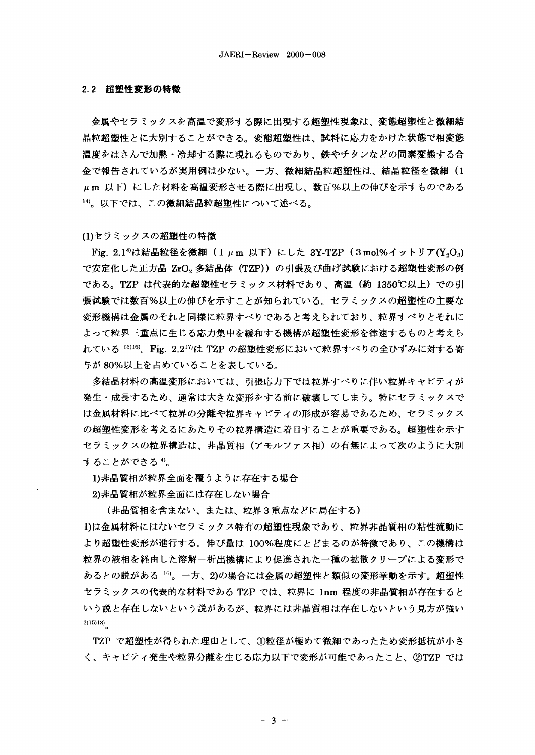## 2.2 超塑性変形の特徴

金属やセラミックスを高温で変形する際に出現する超塑性現象は、変態超塑性と微細結晶粒超塑性とに大別することができる。変態超塑性は、試料に応力をかけた状態で相変態温度をはさんで加熱・冷却する際に現れるものであり、鉄やチタンなどの同素変態する合金で報告されているが実用例は少ない。一方、微細結晶粒超塑性は、結晶粒径を微細（1 μm 以下）にした材料を高温変形させる際に出現し、数百%以上の伸びを示すものである[14]。以下では、この微細結晶粒超塑性について述べる。

(1)セラミックスの超塑性の特徴

Fig. 2.1[4]は結晶粒径を微細（1 μm 以下）にした 3Y-TZP（3 mol%イットリア($Y_2O_3$)で安定化した正方晶 $ZrO_2$ 多結晶体（TZP））の引張及び曲げ試験における超塑性変形の例である。TZP は代表的な超塑性セラミックス材料であり、高温（約 1350℃以上）での引張試験では数百%以上の伸びを示すことが知られている。セラミックスの超塑性の主要な変形機構は金属のそれと同様に粒界すべりであると考えられており、粒界すべりとそれによって粒界三重点に生じる応力集中を緩和する機構が超塑性変形を律速するものと考えられている[15][16]。Fig. 2.2[17]は TZP の超塑性変形において粒界すべりの全ひずみに対する寄与が 80%以上を占めていることを表している。

多結晶材料の高温変形においては、引張応力下では粒界すべりに伴い粒界キャビティが発生・成長するため、通常は大きな変形をする前に破壊してしまう。特にセラミックスでは金属材料に比べて粒界の分離や粒界キャビティの形成が容易であるため、セラミックスの超塑性変形を考えるにあたりその粒界構造に着目することが重要である。超塑性を示すセラミックスの粒界構造は、非晶質相（アモルファス相）の有無によって次のように大別することができる[4]。

1)非晶質相が粒界全面を覆うように存在する場合

2)非晶質相が粒界全面には存在しない場合

（非晶質相を含まない、または、粒界 3 重点などに局在する）

1)は金属材料にはないセラミックス特有の超塑性現象であり、粒界非晶質相の粘性流動により超塑性変形が進行する。伸び量は 100%程度にとどまるのが特徴であり、この機構は粒界の液相を経由した溶解－析出機構により促進された一種の拡散クリープによる変形であるとの説がある[16]。一方、2)の場合には金属の超塑性と類似の変形挙動を示す。超塑性セラミックスの代表的な材料である TZP では、粒界に 1nm 程度の非晶質相が存在するという説と存在しないという説があるが、粒界には非晶質相は存在しないという見方が強い[3][15][18]。

TZP で超塑性が得られた理由として、①粒径が極めて微細であったため変形抵抗が小さく、キャビティ発生や粒界分離を生じる応力以下で変形が可能であったこと、②TZP では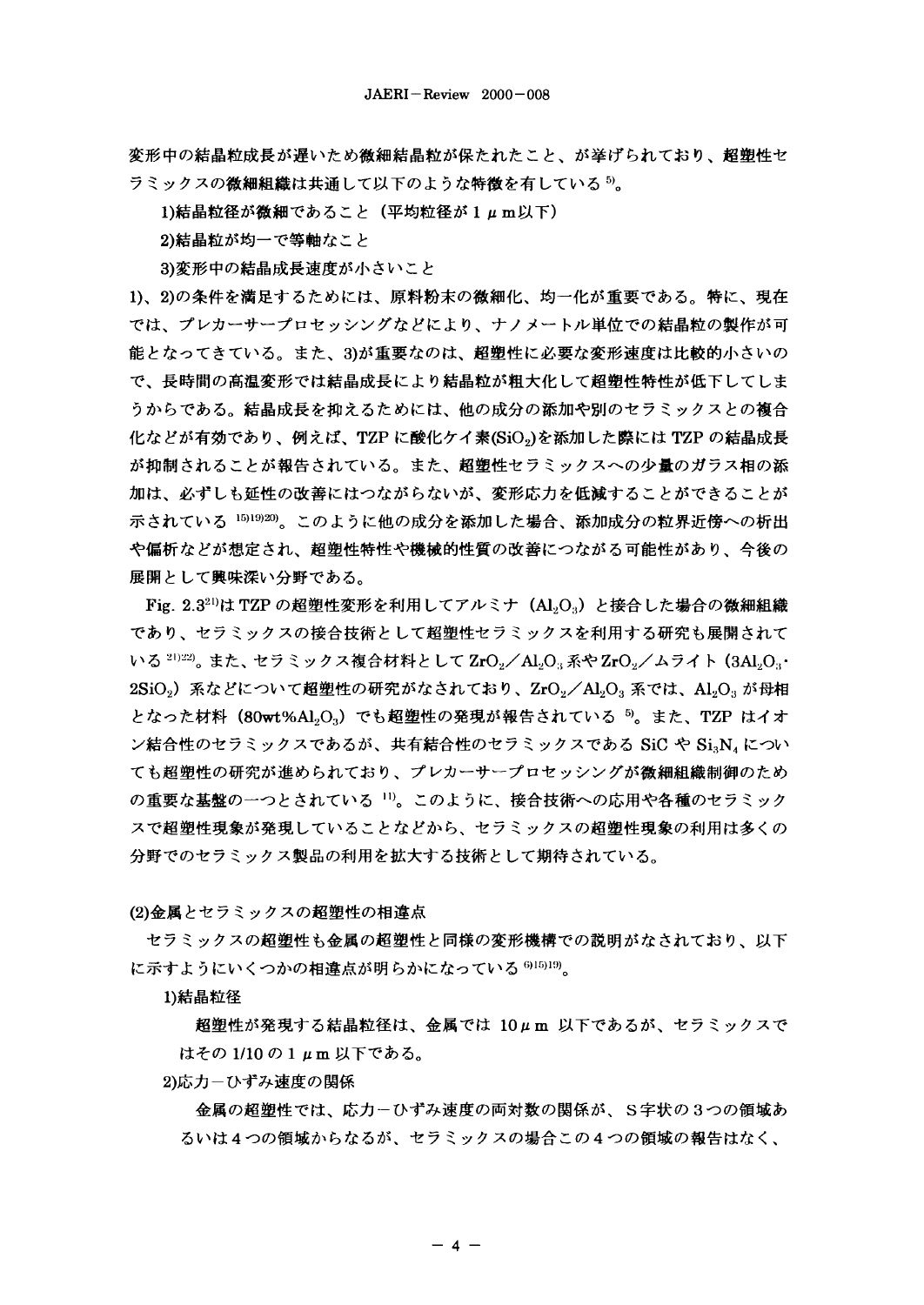変形中の結晶粒成長が遅いため微細結晶粒が保たれたこと、が挙げられており、超塑性セラミックスの微細組織は共通して以下のような特徴を有している[5]。

1)結晶粒径が微細であること（平均粒径が1 μm以下）

2)結晶粒が均一で等軸なこと

3)変形中の結晶成長速度が小さいこと

1)、2)の条件を満足するためには、原料粉末の微細化、均一化が重要である。特に、現在では、プレカーサープロセッシングなどにより、ナノメートル単位での結晶粒の製作が可能となってきている。また、3)が重要なのは、超塑性に必要な変形速度は比較的小さいので、長時間の高温変形では結晶成長により結晶粒が粗大化して超塑性特性が低下してしまうからである。結晶成長を抑えるためには、他の成分の添加や別のセラミックスとの複合化などが有効であり、例えば、TZP に酸化ケイ素($SiO_2$)を添加した際には TZP の結晶成長が抑制されることが報告されている。また、超塑性セラミックスへの少量のガラス相の添加は、必ずしも延性の改善にはつながらないが、変形応力を低減することができることが示されている[15][19][20]。このように他の成分を添加した場合、添加成分の粒界近傍への析出や偏析などが想定され、超塑性特性や機械的性質の改善につながる可能性があり、今後の展開として興味深い分野である。

Fig. 2.3[21]は TZP の超塑性変形を利用してアルミナ（$Al_2O_3$）と接合した場合の微細組織であり、セラミックスの接合技術として超塑性セラミックスを利用する研究も展開されている[21][22]。また、セラミックス複合材料として $ZrO_2$／$Al_2O_3$ 系や $ZrO_2$／ムライト（$3Al_2O_3 \cdot 2SiO_2$）系などについて超塑性の研究がなされており、$ZrO_2$／$Al_2O_3$ 系では、$Al_2O_3$ が母相となった材料（80wt%$Al_2O_3$）でも超塑性の発現が報告されている[5]。また、TZP はイオン結合性のセラミックスであるが、共有結合性のセラミックスである SiC や $Si_3N_4$ についても超塑性の研究が進められており、プレカーサープロセッシングが微細組織制御のための重要な基盤の一つとされている[11]。このように、接合技術への応用や各種のセラミックスで超塑性現象が発現していることなどから、セラミックスの超塑性現象の利用は多くの分野でのセラミックス製品の利用を拡大する技術として期待されている。

### (2)金属とセラミックスの超塑性の相違点

セラミックスの超塑性も金属の超塑性と同様の変形機構での説明がなされており、以下に示すようにいくつかの相違点が明らかになっている[6][15][19]。

1)結晶粒径

超塑性が発現する結晶粒径は、金属では 10 μm 以下であるが、セラミックスではその 1/10 の 1 μm 以下である。

2)応力－ひずみ速度の関係

金属の超塑性では、応力－ひずみ速度の両対数の関係が、S字状の3つの領域あるいは4つの領域からなるが、セラミックスの場合この4つの領域の報告はなく、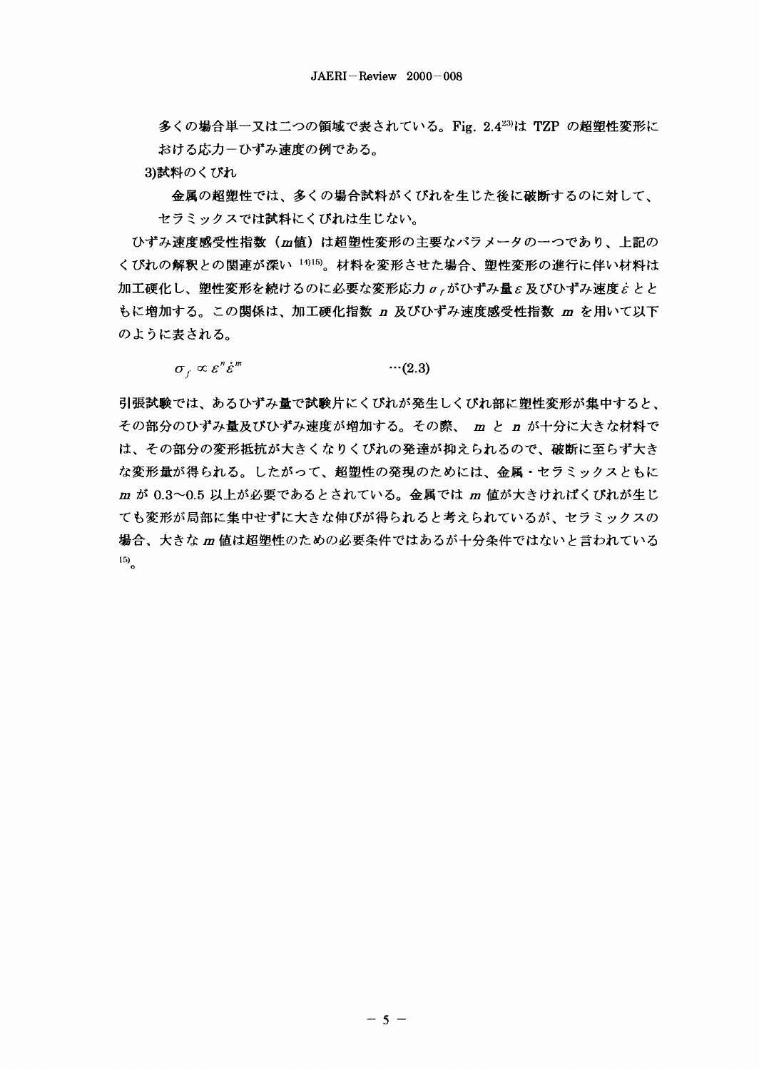多くの場合単一又は二つの領域で表されている。Fig. 2.4[23]は TZP の超塑性変形における応力－ひずみ速度の例である。

3)試料のくびれ

金属の超塑性では、多くの場合試料がくびれを生じた後に破断するのに対して、セラミックスでは試料にくびれは生じない。

ひずみ速度感受性指数（$m$値）は超塑性変形の主要なパラメータの一つであり、上記のくびれの解釈との関連が深い[14)15)]。材料を変形させた場合、塑性変形の進行に伴い材料は加工硬化し、塑性変形を続けるのに必要な変形応力$\sigma_f$がひずみ量$\varepsilon$及びひずみ速度$\dot{\varepsilon}$とともに増加する。この関係は、加工硬化指数 $n$ 及びひずみ速度感受性指数 $m$ を用いて以下のように表される。

$$\sigma_f \propto \varepsilon^n \dot{\varepsilon}^m \qquad \cdots(2.3)$$

引張試験では、あるひずみ量で試験片にくびれが発生しくびれ部に塑性変形が集中すると、その部分のひずみ量及びひずみ速度が増加する。その際、 $m$ と $n$ が十分に大きな材料では、その部分の変形抵抗が大きくなりくびれの発達が抑えられるので、破断に至らず大きな変形量が得られる。したがって、超塑性の発現のためには、金属・セラミックスともに $m$ が 0.3～0.5 以上が必要であるとされている。金属では $m$ 値が大きければくびれが生じても変形が局部に集中せずに大きな伸びが得られると考えられているが、セラミックスの場合、大きな $m$ 値は超塑性のための必要条件ではあるが十分条件ではないと言われている[15)]。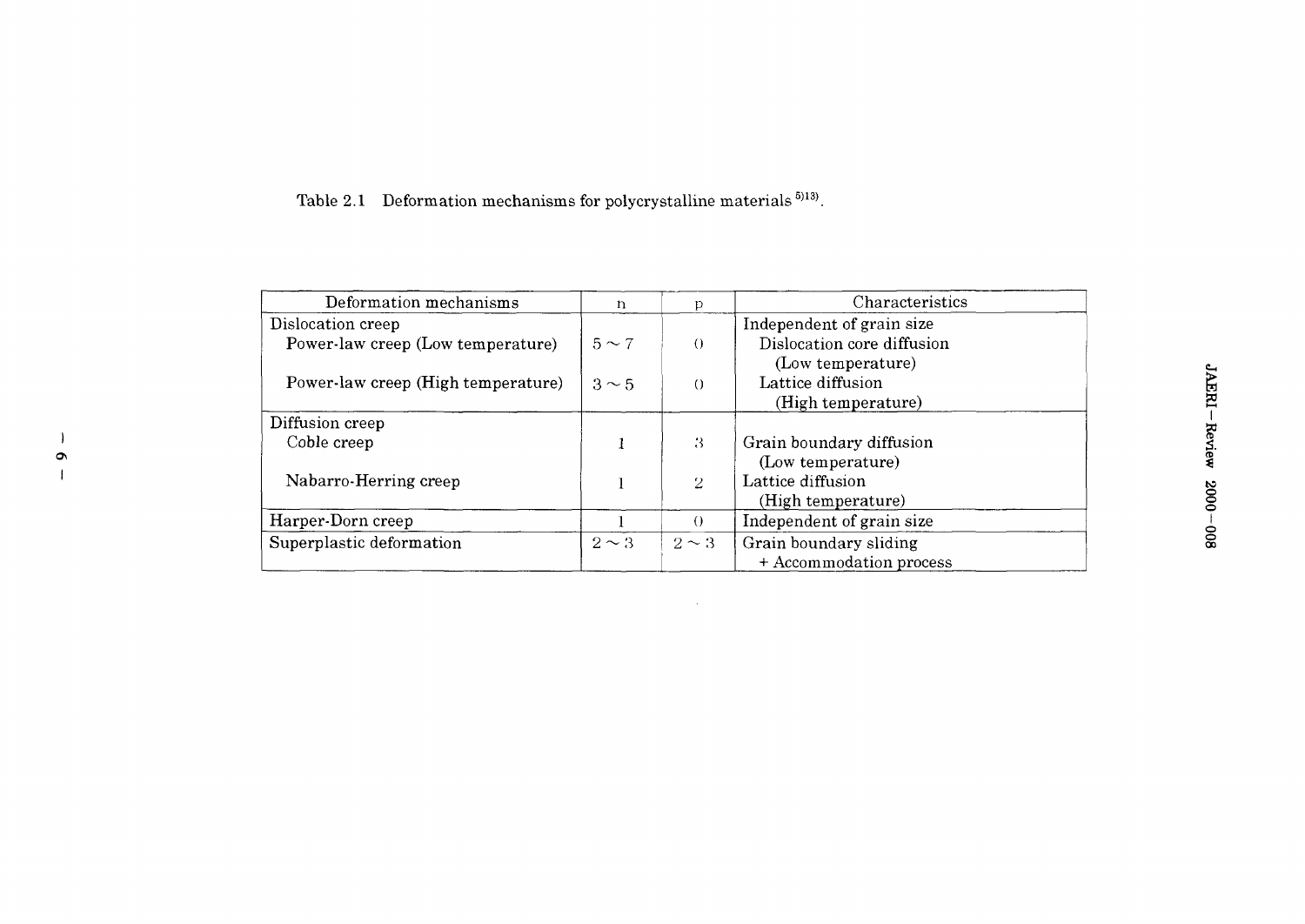Table 2.1 Deformation mechanisms for polycrystalline materials [5][13].

| Deformation mechanisms | n | p | Characteristics |
|---|---|---|---|
| Dislocation creep | | | Independent of grain size |
| Power-law creep (Low temperature) | $5 \sim 7$ | 0 | Dislocation core diffusion (Low temperature) |
| Power-law creep (High temperature) | $3 \sim 5$ | 0 | Lattice diffusion (High temperature) |
| Diffusion creep | | | |
| Coble creep | 1 | 3 | Grain boundary diffusion (Low temperature) |
| Nabarro-Herring creep | 1 | 2 | Lattice diffusion (High temperature) |
| Harper-Dorn creep | 1 | 0 | Independent of grain size |
| Superplastic deformation | $2 \sim 3$ | $2 \sim 3$ | Grain boundary sliding + Accommodation process |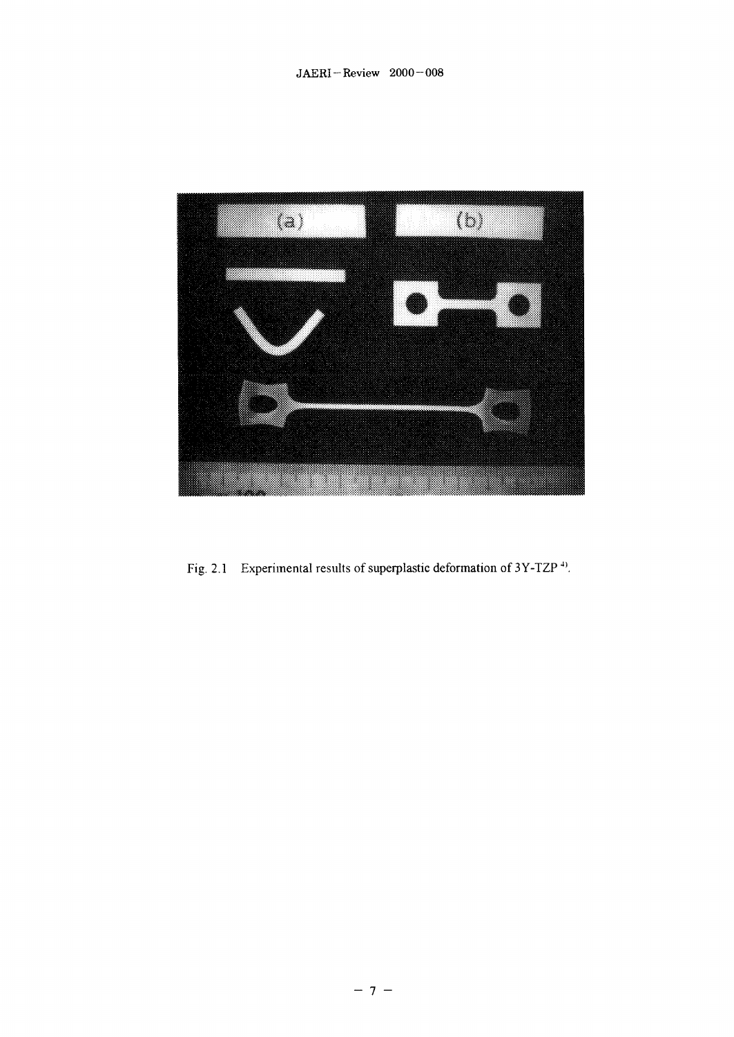Fig. 2.1 Experimental results of superplastic deformation of 3Y-TZP [4].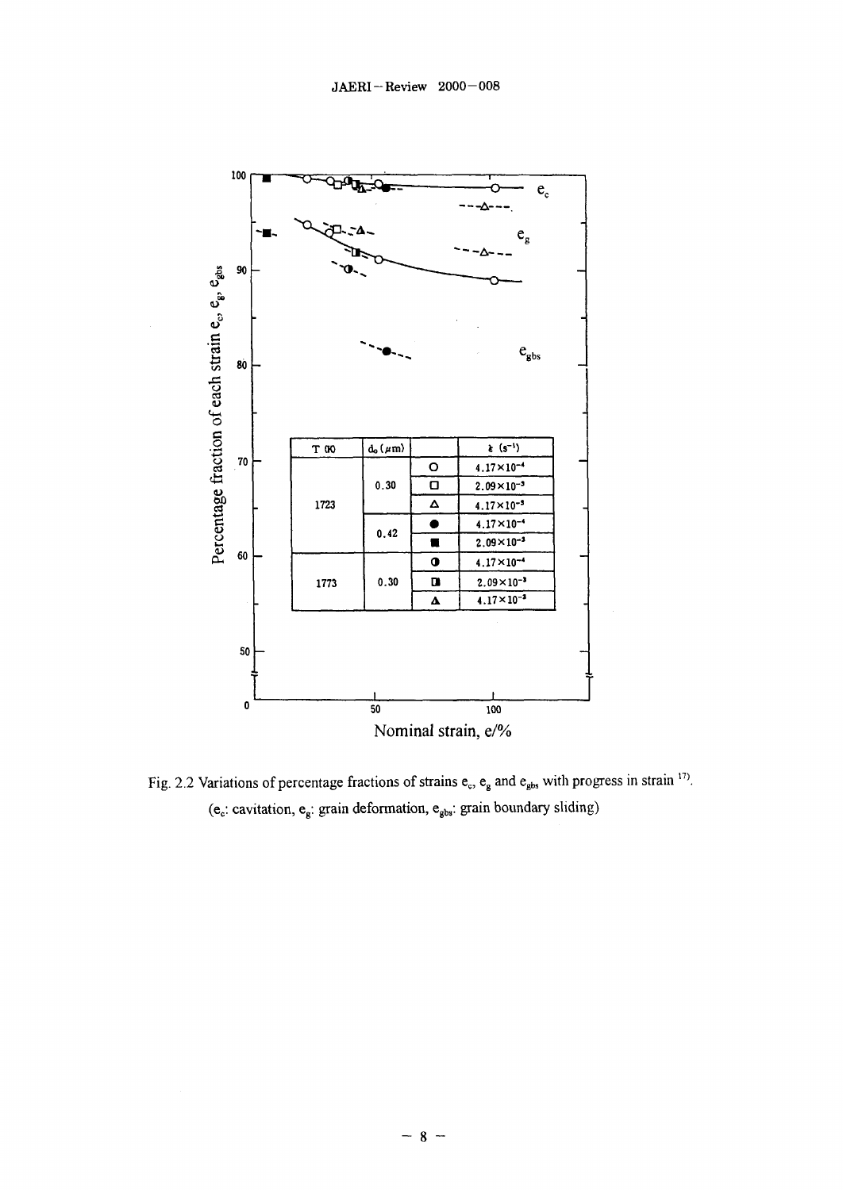| T (K) | $d_0$ (μm) | | $\dot{\varepsilon}$ ($s^{-1}$) |
|---|---|---|---|
| 1723 | 0.30 | ○ | $4.17\times10^{-4}$ |
| | | □ | $2.09\times10^{-3}$ |
| | | △ | $4.17\times10^{-3}$ |
| | 0.42 | ● | $4.17\times10^{-4}$ |
| | | ■ | $2.09\times10^{-3}$ |
| 1773 | 0.30 | ◐ | $4.17\times10^{-4}$ |
| | | ◨ | $2.09\times10^{-3}$ |
| | | ▲ | $4.17\times10^{-3}$ |

Fig. 2.2 Variations of percentage fractions of strains $e_c$, $e_g$ and $e_{gbs}$ with progress in strain [17].
($e_c$: cavitation, $e_g$: grain deformation, $e_{gbs}$: grain boundary sliding)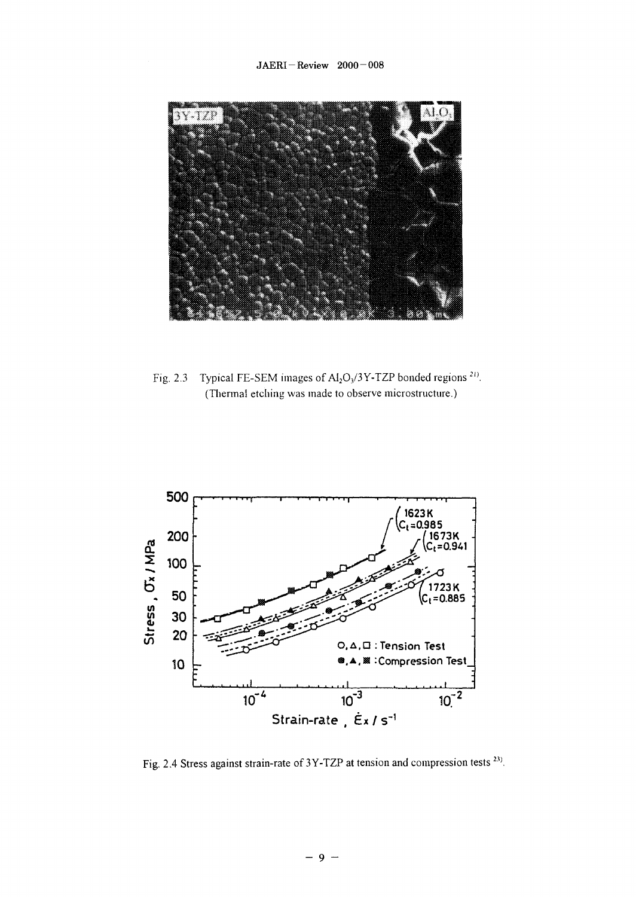Fig. 2.3 Typical FE-SEM images of $Al_2O_3$/3Y-TZP bonded regions [21].
(Thermal etching was made to observe microstructure.)

Fig. 2.4 Stress against strain-rate of 3Y-TZP at tension and compression tests [23].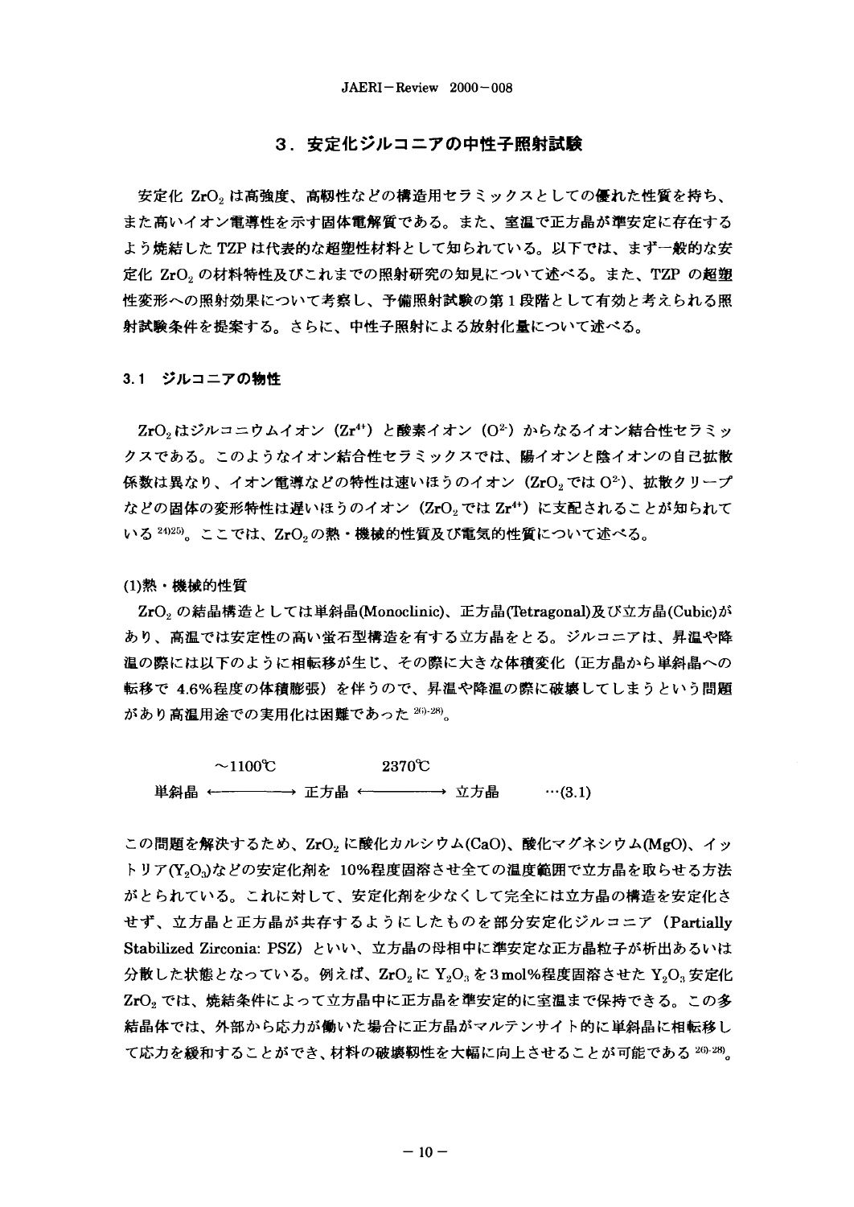# 3．安定化ジルコニアの中性子照射試験

安定化 $ZrO_2$ は高強度、高靭性などの構造用セラミックスとしての優れた性質を持ち、また高いイオン電導性を示す固体電解質である。また、室温で正方晶が準安定に存在するよう焼結した TZP は代表的な超塑性材料として知られている。以下では、まず一般的な安定化 $ZrO_2$ の材料特性及びこれまでの照射研究の知見について述べる。また、TZP の超塑性変形への照射効果について考察し、予備照射試験の第1段階として有効と考えられる照射試験条件を提案する。さらに、中性子照射による放射化量について述べる。

## 3.1 ジルコニアの物性

$ZrO_2$ はジルコニウムイオン（$Zr^{4+}$）と酸素イオン（$O^{2-}$）からなるイオン結合性セラミックスである。このようなイオン結合性セラミックスでは、陽イオンと陰イオンの自己拡散係数は異なり、イオン電導などの特性は速いほうのイオン（$ZrO_2$ では $O^{2-}$）、拡散クリープなどの固体の変形特性は遅いほうのイオン（$ZrO_2$ では $Zr^{4+}$）に支配されることが知られている[24)25)]。ここでは、$ZrO_2$ の熱・機械的性質及び電気的性質について述べる。

### (1)熱・機械的性質

$ZrO_2$ の結晶構造としては単斜晶(Monoclinic)、正方晶(Tetragonal)及び立方晶(Cubic)があり、高温では安定性の高い蛍石型構造を有する立方晶をとる。ジルコニアは、昇温や降温の際には以下のように相転移が生じ、その際に大きな体積変化（正方晶から単斜晶への転移で 4.6%程度の体積膨張）を伴うので、昇温や降温の際に破壊してしまうという問題があり高温用途での実用化は困難であった[26)-28)]。

$$\text{単斜晶} \xleftrightarrow{\sim 1100℃} \text{正方晶} \xleftrightarrow{2370℃} \text{立方晶} \qquad \cdots(3.1)$$

この問題を解決するため、$ZrO_2$ に酸化カルシウム(CaO)、酸化マグネシウム(MgO)、イットリア($Y_2O_3$)などの安定化剤を 10%程度固溶させ全ての温度範囲で立方晶を取らせる方法がとられている。これに対して、安定化剤を少なくして完全には立方晶の構造を安定化させず、立方晶と正方晶が共存するようにしたものを部分安定化ジルコニア（Partially Stabilized Zirconia: PSZ）といい、立方晶の母相中に準安定な正方晶粒子が析出あるいは分散した状態となっている。例えば、$ZrO_2$ に $Y_2O_3$ を3mol%程度固溶させた $Y_2O_3$ 安定化 $ZrO_2$ では、焼結条件によって立方晶中に正方晶を準安定的に室温まで保持できる。この多結晶体では、外部から応力が働いた場合に正方晶がマルテンサイト的に単斜晶に相転移して応力を緩和することができ、材料の破壊靭性を大幅に向上させることが可能である[26)-28)]。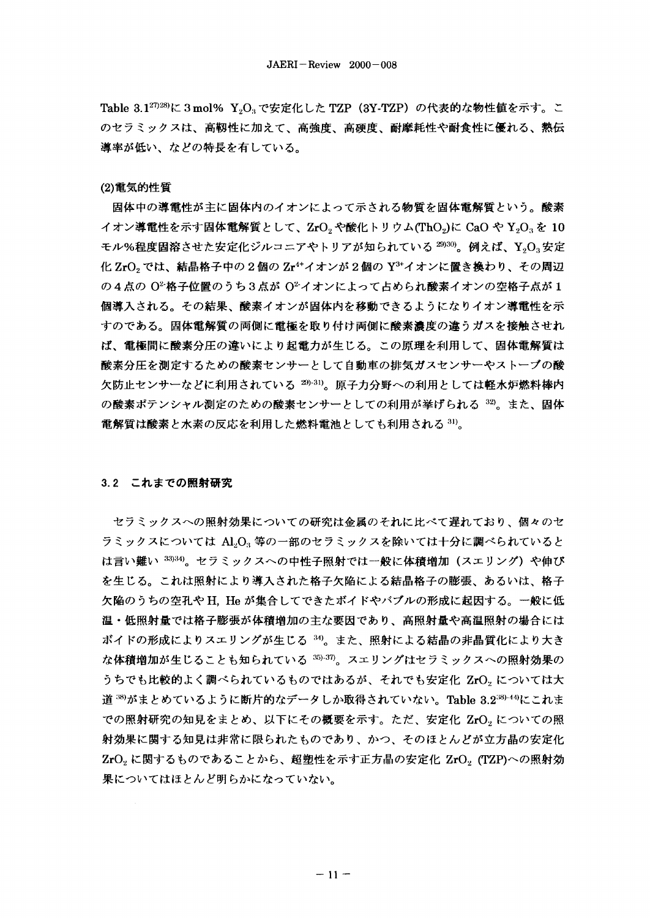Table 3.1[27)28)]に 3 mol% $Y_2O_3$ で安定化した TZP（3Y-TZP）の代表的な物性値を示す。このセラミックスは、高靱性に加えて、高強度、高硬度、耐摩耗性や耐食性に優れる、熱伝導率が低い、などの特長を有している。

### (2)電気的性質

固体中の導電性が主に固体内のイオンによって示される物質を固体電解質という。酸素イオン導電性を示す固体電解質として、$ZrO_2$ や酸化トリウム($ThO_2$)に CaO や $Y_2O_3$ を 10 モル%程度固溶させた安定化ジルコニアやトリアが知られている[29)30)]。例えば、$Y_2O_3$ 安定化 $ZrO_2$ では、結晶格子中の 2 個の $Zr^{4+}$イオンが 2 個の $Y^{3+}$イオンに置き換わり、その周辺の 4 点の $O^{2-}$格子位置のうち 3 点が $O^{2-}$イオンによって占められ酸素イオンの空格子点が 1 個導入される。その結果、酸素イオンが固体内を移動できるようになりイオン導電性を示すのである。固体電解質の両側に電極を取り付け両側に酸素濃度の違うガスを接触させれば、電極間に酸素分圧の違いにより起電力が生じる。この原理を利用して、固体電解質は酸素分圧を測定するための酸素センサーとして自動車の排気ガスセンサーやストーブの酸欠防止センサーなどに利用されている[29)-31)]。原子力分野への利用としては軽水炉燃料棒内の酸素ポテンシャル測定のための酸素センサーとしての利用が挙げられる[32)]。また、固体電解質は酸素と水素の反応を利用した燃料電池としても利用される[31)]。

## 3.2 これまでの照射研究

セラミックスへの照射効果についての研究は金属のそれに比べて遅れており、個々のセラミックスについては $Al_2O_3$ 等の一部のセラミックスを除いては十分に調べられているとは言い難い[33)34)]。セラミックスへの中性子照射では一般に体積増加（スエリング）や伸びを生じる。これは照射により導入された格子欠陥による結晶格子の膨張、あるいは、格子欠陥のうちの空孔や H, He が集合してできたボイドやバブルの形成に起因する。一般に低温・低照射量では格子膨張が体積増加の主な要因であり、高照射量や高温照射の場合にはボイドの形成によりスエリングが生じる[34)]。また、照射による結晶の非晶質化により大きな体積増加が生じることも知られている[35)-37)]。スエリングはセラミックスへの照射効果のうちでも比較的よく調べられているものではあるが、それでも安定化 $ZrO_2$ については大道[38)]がまとめているように断片的なデータしか取得されていない。Table 3.2[38)-44)]にこれまでの照射研究の知見をまとめ、以下にその概要を示す。ただ、安定化 $ZrO_2$ についての照射効果に関する知見は非常に限られたものであり、かつ、そのほとんどが立方晶の安定化 $ZrO_2$ に関するものであることから、超塑性を示す正方晶の安定化 $ZrO_2$ (TZP)への照射効果についてはほとんど明らかになっていない。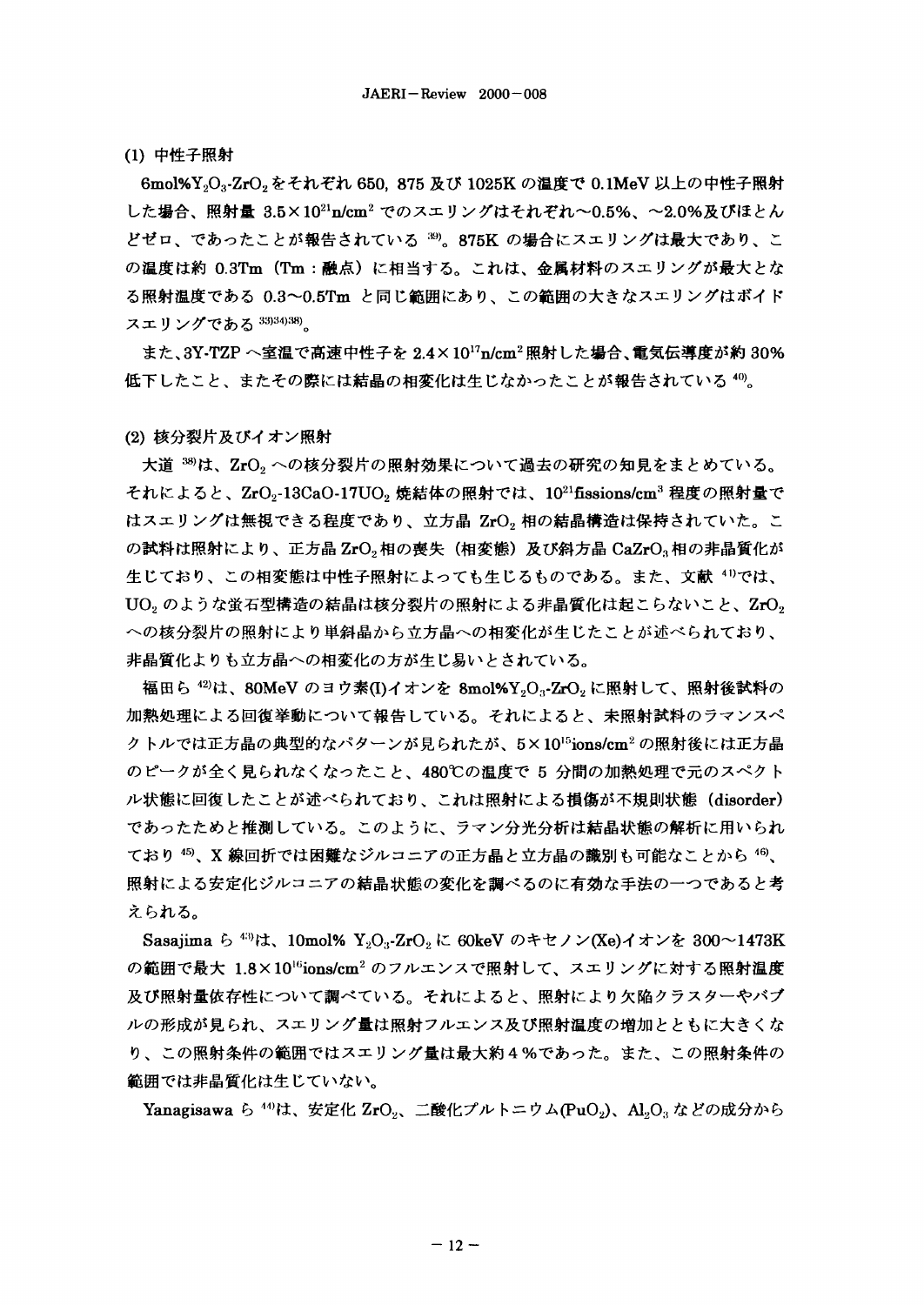### (1) 中性子照射

6mol%$Y_2O_3$-$ZrO_2$をそれぞれ650, 875及び1025Kの温度で0.1MeV以上の中性子照射した場合、照射量 $3.5\times10^{21}$n/cm$^2$ でのスエリングはそれぞれ～0.5%、～2.0%及びほとんどゼロ、であったことが報告されている[39]。875Kの場合にスエリングは最大であり、この温度は約0.3Tm（Tm：融点）に相当する。これは、金属材料のスエリングが最大となる照射温度である0.3～0.5Tmと同じ範囲にあり、この範囲の大きなスエリングはボイドスエリングである[33][34][38]。

また、3Y-TZPへ室温で高速中性子を $2.4\times10^{17}$n/cm$^2$ 照射した場合、電気伝導度が約30%低下したこと、またその際には結晶の相変化は生じなかったことが報告されている[40]。

### (2) 核分裂片及びイオン照射

大道[38]は、$ZrO_2$への核分裂片の照射効果について過去の研究の知見をまとめている。それによると、$ZrO_2$-13CaO-17$UO_2$焼結体の照射では、$10^{21}$fissions/cm$^3$ 程度の照射量ではスエリングは無視できる程度であり、立方晶$ZrO_2$相の結晶構造は保持されていた。この試料は照射により、正方晶$ZrO_2$相の喪失（相変態）及び斜方晶$CaZrO_3$相の非晶質化が生じており、この相変態は中性子照射によっても生じるものである。また、文献[41]では、$UO_2$のような蛍石型構造の結晶は核分裂片の照射による非晶質化は起こらないこと、$ZrO_2$への核分裂片の照射により単斜晶から立方晶への相変化が生じたことが述べられており、非晶質化よりも立方晶への相変化の方が生じ易いとされている。

福田ら[42]は、80MeVのヨウ素(I)イオンを8mol%$Y_2O_3$-$ZrO_2$に照射して、照射後試料の加熱処理による回復挙動について報告している。それによると、未照射試料のラマンスペクトルでは正方晶の典型的なパターンが見られたが、$5\times10^{15}$ions/cm$^2$ の照射後には正方晶のピークが全く見られなくなったこと、480℃の温度で5分間の加熱処理で元のスペクトル状態に回復したことが述べられており、これは照射による損傷が不規則状態（disorder）であったためと推測している。このように、ラマン分光分析は結晶状態の解析に用いられており[45]、X線回折では困難なジルコニアの正方晶と立方晶の識別も可能なことから[46]、照射による安定化ジルコニアの結晶状態の変化を調べるのに有効な手法の一つであると考えられる。

Sasajimaら[43]は、10mol% $Y_2O_3$-$ZrO_2$に60keVのキセノン(Xe)イオンを300～1473Kの範囲で最大 $1.8\times10^{16}$ions/cm$^2$ のフルエンスで照射して、スエリングに対する照射温度及び照射量依存性について調べている。それによると、照射により欠陥クラスターやバブルの形成が見られ、スエリング量は照射フルエンス及び照射温度の増加とともに大きくなり、この照射条件の範囲ではスエリング量は最大約4％であった。また、この照射条件の範囲では非晶質化は生じていない。

Yanagisawaら[44]は、安定化$ZrO_2$、二酸化プルトニウム($PuO_2$)、$Al_2O_3$などの成分から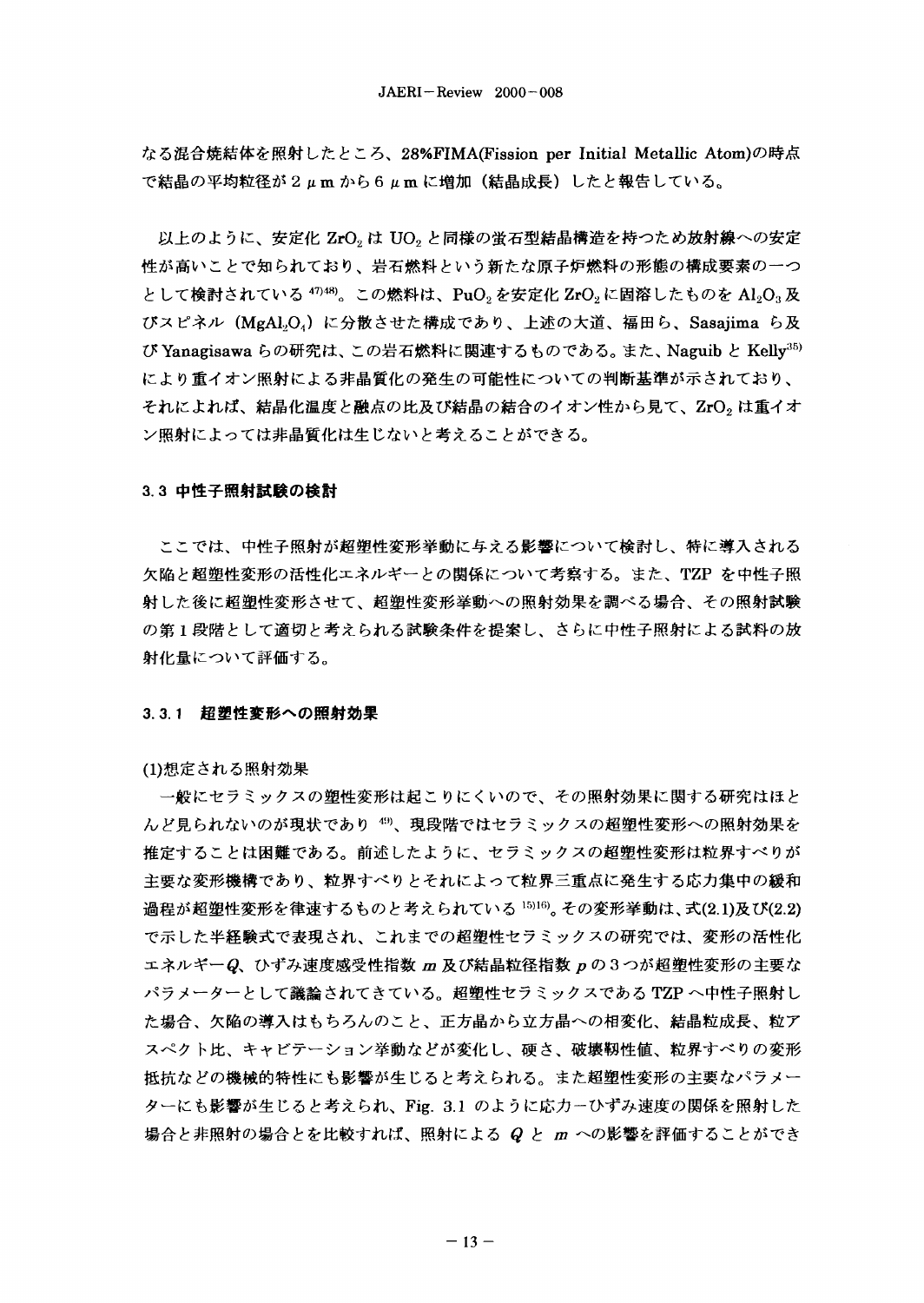なる混合焼結体を照射したところ、28%FIMA(Fission per Initial Metallic Atom)の時点で結晶の平均粒径が2 μmから6 μmに増加（結晶成長）したと報告している。

以上のように、安定化 $ZrO_2$ は $UO_2$ と同様の蛍石型結晶構造を持つため放射線への安定性が高いことで知られており、岩石燃料という新たな原子炉燃料の形態の構成要素の一つとして検討されている [47)48)]。この燃料は、$PuO_2$ を安定化 $ZrO_2$ に固溶したものを $Al_2O_3$ 及びスピネル（$MgAl_2O_4$）に分散させた構成であり、上述の大道、福田ら、Sasajima ら及び Yanagisawa らの研究は、この岩石燃料に関連するものである。また、Naguib と Kelly[35)] により重イオン照射による非晶質化の発生の可能性についての判断基準が示されており、それによれば、結晶化温度と融点の比及び結晶の結合のイオン性から見て、$ZrO_2$ は重イオン照射によっては非晶質化は生じないと考えることができる。

## 3.3 中性子照射試験の検討

ここでは、中性子照射が超塑性変形挙動に与える影響について検討し、特に導入される欠陥と超塑性変形の活性化エネルギーとの関係について考察する。また、TZP を中性子照射した後に超塑性変形させて、超塑性変形挙動への照射効果を調べる場合、その照射試験の第1段階として適切と考えられる試験条件を提案し、さらに中性子照射による試料の放射化量について評価する。

### 3.3.1 超塑性変形への照射効果

(1)想定される照射効果

一般にセラミックスの塑性変形は起こりにくいので、その照射効果に関する研究はほとんど見られないのが現状であり [49)]、現段階ではセラミックスの超塑性変形への照射効果を推定することは困難である。前述したように、セラミックスの超塑性変形は粒界すべりが主要な変形機構であり、粒界すべりとそれによって粒界三重点に発生する応力集中の緩和過程が超塑性変形を律速するものと考えられている [15)16)]。その変形挙動は、式(2.1)及び(2.2)で示した半経験式で表現され、これまでの超塑性セラミックスの研究では、変形の活性化エネルギー $Q$、ひずみ速度感受性指数 $m$ 及び結晶粒径指数 $p$ の3つが超塑性変形の主要なパラメーターとして議論されてきている。超塑性セラミックスである TZP へ中性子照射した場合、欠陥の導入はもちろんのこと、正方晶から立方晶への相変化、結晶粒成長、粒アスペクト比、キャビテーション挙動などが変化し、硬さ、破壊靱性値、粒界すべりの変形抵抗などの機械的特性にも影響が生じると考えられる。また超塑性変形の主要なパラメーターにも影響が生じると考えられ、Fig. 3.1 のように応力－ひずみ速度の関係を照射した場合と非照射の場合とを比較すれば、照射による $Q$ と $m$ への影響を評価することができ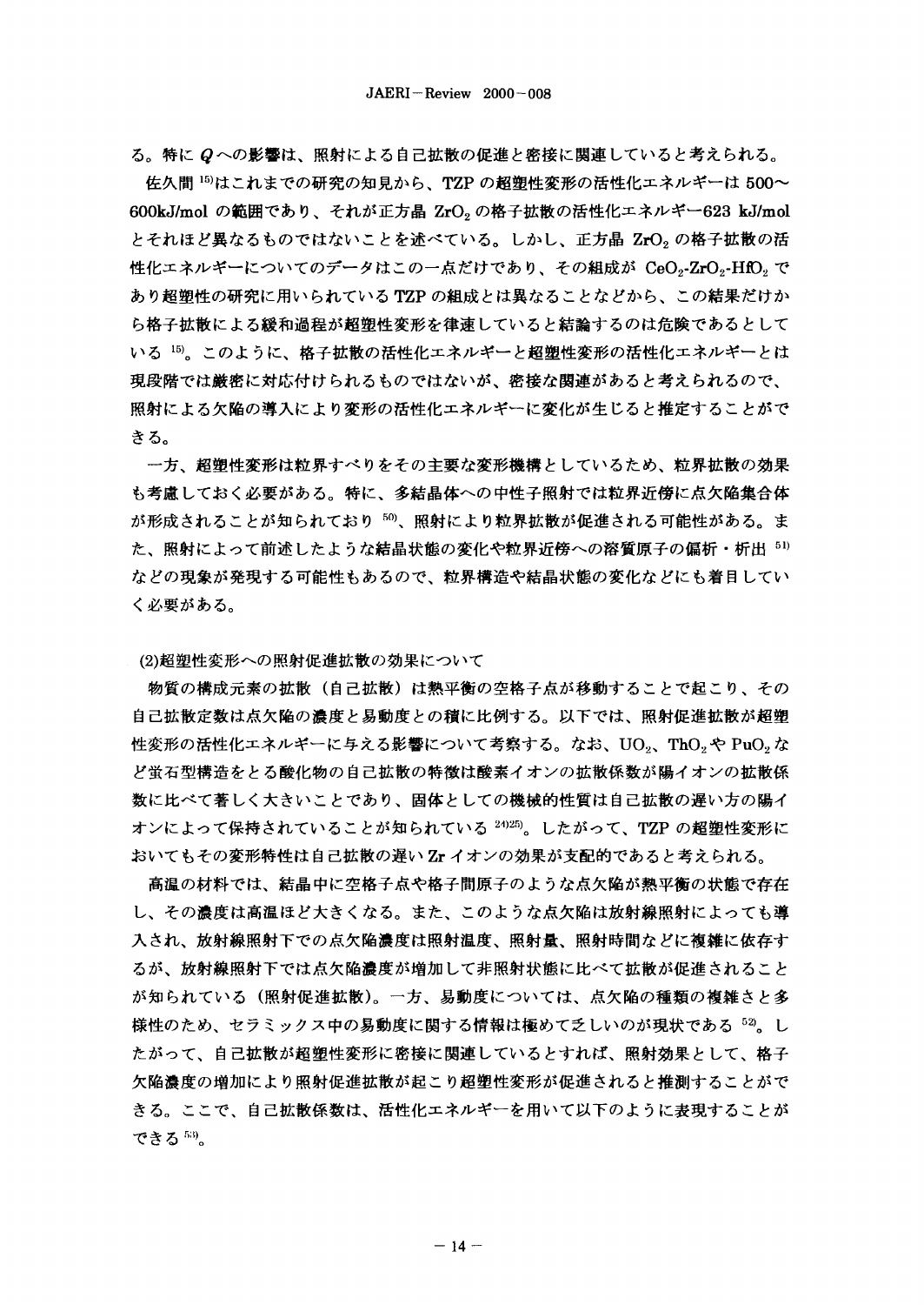る。特に $Q$ への影響は、照射による自己拡散の促進と密接に関連していると考えられる。

佐久間[15]はこれまでの研究の知見から、TZP の超塑性変形の活性化エネルギーは 500～600kJ/mol の範囲であり、それが正方晶 $ZrO_2$ の格子拡散の活性化エネルギー623 kJ/mol とそれほど異なるものではないことを述べている。しかし、正方晶 $ZrO_2$ の格子拡散の活性化エネルギーについてのデータはこの一点だけであり、その組成が $CeO_2$-$ZrO_2$-$HfO_2$ であり超塑性の研究に用いられている TZP の組成とは異なることなどから、この結果だけから格子拡散による緩和過程が超塑性変形を律速していると結論するのは危険であるとしている[15]。このように、格子拡散の活性化エネルギーと超塑性変形の活性化エネルギーとは現段階では厳密に対応付けられるものではないが、密接な関連があると考えられるので、照射による欠陥の導入により変形の活性化エネルギーに変化が生じると推定することができる。

一方、超塑性変形は粒界すべりをその主要な変形機構としているため、粒界拡散の効果も考慮しておく必要がある。特に、多結晶体への中性子照射では粒界近傍に点欠陥集合体が形成されることが知られており[50]、照射により粒界拡散が促進される可能性がある。また、照射によって前述したような結晶状態の変化や粒界近傍への溶質原子の偏析・析出[51]などの現象が発現する可能性もあるので、粒界構造や結晶状態の変化などにも着目していく必要がある。

(2)超塑性変形への照射促進拡散の効果について

物質の構成元素の拡散（自己拡散）は熱平衡の空格子点が移動することで起こり、その自己拡散定数は点欠陥の濃度と易動度との積に比例する。以下では、照射促進拡散が超塑性変形の活性化エネルギーに与える影響について考察する。なお、$UO_2$、$ThO_2$ や $PuO_2$ など蛍石型構造をとる酸化物の自己拡散の特徴は酸素イオンの拡散係数が陽イオンの拡散係数に比べて著しく大きいことであり、固体としての機械的性質は自己拡散の遅い方の陽イオンによって保持されていることが知られている[24][25]。したがって、TZP の超塑性変形においてもその変形特性は自己拡散の遅い Zr イオンの効果が支配的であると考えられる。

高温の材料では、結晶中に空格子点や格子間原子のような点欠陥が熱平衡の状態で存在し、その濃度は高温ほど大きくなる。また、このような点欠陥は放射線照射によっても導入され、放射線照射下での点欠陥濃度は照射温度、照射量、照射時間などに複雑に依存するが、放射線照射下では点欠陥濃度が増加して非照射状態に比べて拡散が促進されることが知られている（照射促進拡散）。一方、易動度については、点欠陥の種類の複雑さと多様性のため、セラミックス中の易動度に関する情報は極めて乏しいのが現状である[52]。したがって、自己拡散が超塑性変形に密接に関連しているとすれば、照射効果として、格子欠陥濃度の増加により照射促進拡散が起こり超塑性変形が促進されると推測することができる。ここで、自己拡散係数は、活性化エネルギーを用いて以下のように表現することができる[53]。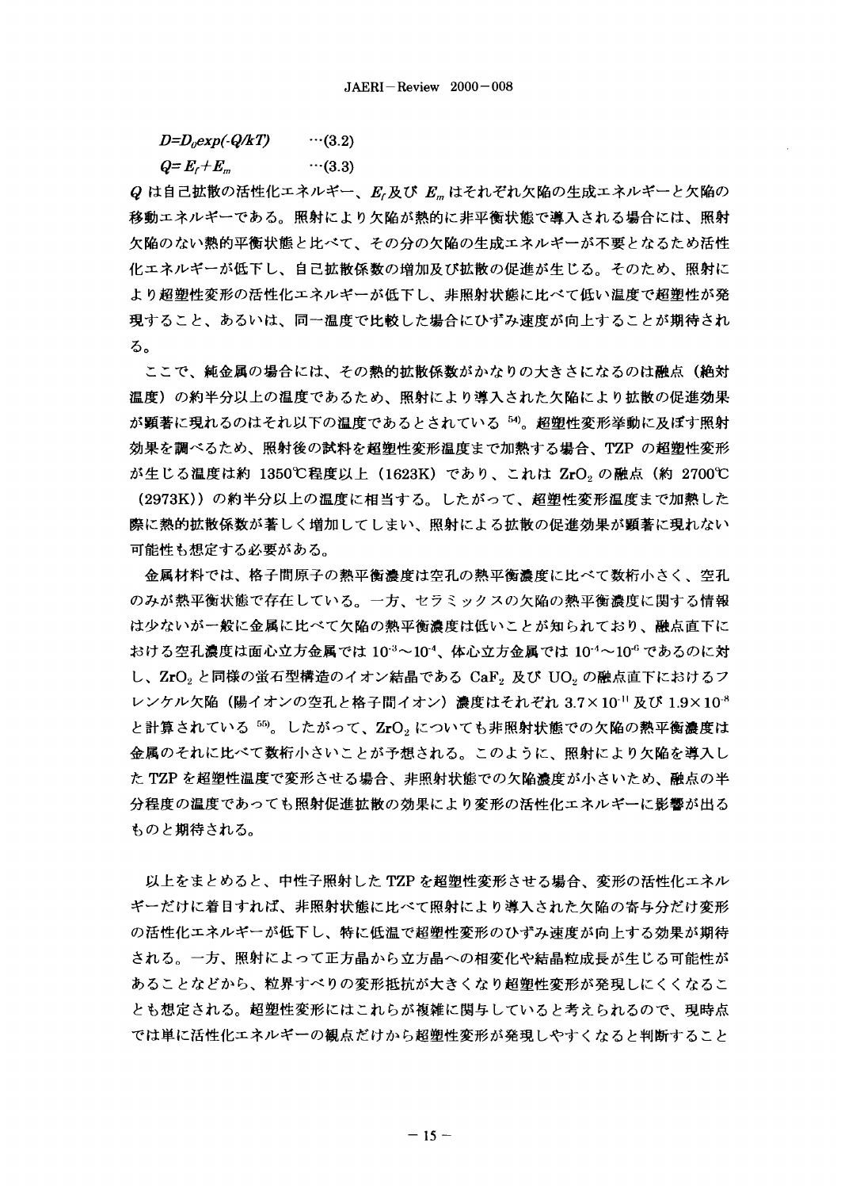$$D=D_0 exp(-Q/kT) \quad \cdots(3.2)$$

$$Q=E_f+E_m \quad \cdots(3.3)$$

$Q$ は自己拡散の活性化エネルギー、$E_f$ 及び $E_m$ はそれぞれ欠陥の生成エネルギーと欠陥の移動エネルギーである。照射により欠陥が熱的に非平衡状態で導入される場合には、照射欠陥のない熱的平衡状態と比べて、その分の欠陥の生成エネルギーが不要となるため活性化エネルギーが低下し、自己拡散係数の増加及び拡散の促進が生じる。そのため、照射により超塑性変形の活性化エネルギーが低下し、非照射状態に比べて低い温度で超塑性が発現すること、あるいは、同一温度で比較した場合にひずみ速度が向上することが期待される。

ここで、純金属の場合には、その熱的拡散係数がかなりの大きさになるのは融点（絶対温度）の約半分以上の温度であるため、照射により導入された欠陥により拡散の促進効果が顕著に現れるのはそれ以下の温度であるとされている [54]。超塑性変形挙動に及ぼす照射効果を調べるため、照射後の試料を超塑性変形温度まで加熱する場合、TZP の超塑性変形が生じる温度は約 1350℃程度以上（1623K）であり、これは $ZrO_2$ の融点（約 2700℃（2973K））の約半分以上の温度に相当する。したがって、超塑性変形温度まで加熱した際に熱的拡散係数が著しく増加してしまい、照射による拡散の促進効果が顕著に現れない可能性も想定する必要がある。

金属材料では、格子間原子の熱平衡濃度は空孔の熱平衡濃度に比べて数桁小さく、空孔のみが熱平衡状態で存在している。一方、セラミックスの欠陥の熱平衡濃度に関する情報は少ないが一般に金属に比べて欠陥の熱平衡濃度は低いことが知られており、融点直下における空孔濃度は面心立方金属では $10^{-3}$～$10^{-4}$、体心立方金属では $10^{-4}$～$10^{-6}$ であるのに対し、$ZrO_2$ と同様の蛍石型構造のイオン結晶である $CaF_2$ 及び $UO_2$ の融点直下におけるフレンケル欠陥（陽イオンの空孔と格子間イオン）濃度はそれぞれ $3.7\times10^{-11}$ 及び $1.9\times10^{-8}$ と計算されている [55]。したがって、$ZrO_2$ についても非照射状態での欠陥の熱平衡濃度は金属のそれに比べて数桁小さいことが予想される。このように、照射により欠陥を導入した TZP を超塑性温度で変形させる場合、非照射状態での欠陥濃度が小さいため、融点の半分程度の温度であっても照射促進拡散の効果により変形の活性化エネルギーに影響が出るものと期待される。

以上をまとめると、中性子照射した TZP を超塑性変形させる場合、変形の活性化エネルギーだけに着目すれば、非照射状態に比べて照射により導入された欠陥の寄与分だけ変形の活性化エネルギーが低下し、特に低温で超塑性変形のひずみ速度が向上する効果が期待される。一方、照射によって正方晶から立方晶への相変化や結晶粒成長が生じる可能性があることなどから、粒界すべりの変形抵抗が大きくなり超塑性変形が発現しにくくなることも想定される。超塑性変形にはこれらが複雑に関与していると考えられるので、現時点では単に活性化エネルギーの観点だけから超塑性変形が発現しやすくなると判断すること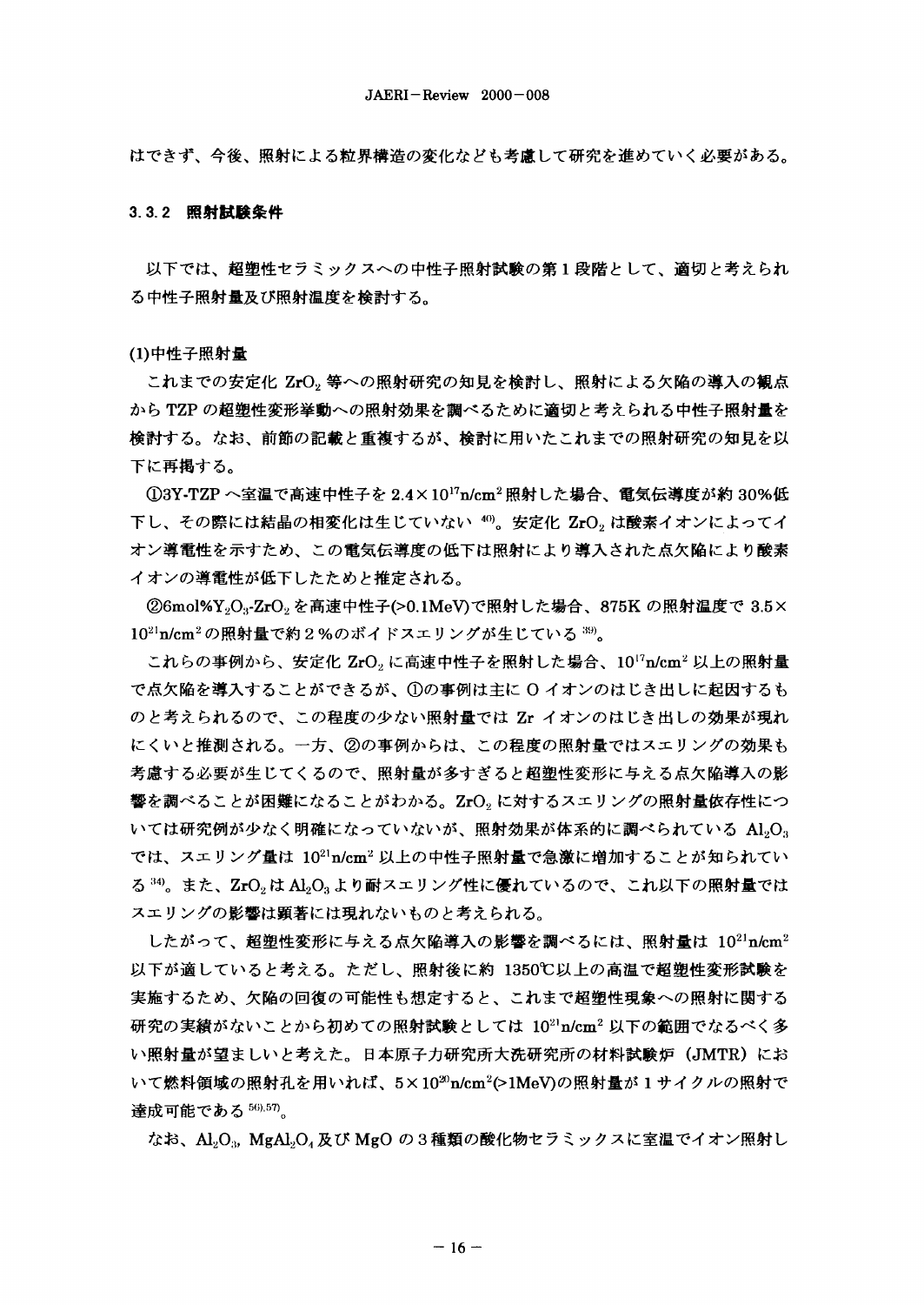はできず、今後、照射による粒界構造の変化なども考慮して研究を進めていく必要がある。

### 3.3.2 照射試験条件

以下では、超塑性セラミックスへの中性子照射試験の第1段階として、適切と考えられる中性子照射量及び照射温度を検討する。

#### (1)中性子照射量

これまでの安定化 $ZrO_2$ 等への照射研究の知見を検討し、照射による欠陥の導入の観点から TZP の超塑性変形挙動への照射効果を調べるために適切と考えられる中性子照射量を検討する。なお、前節の記載と重複するが、検討に用いたこれまでの照射研究の知見を以下に再掲する。

①3Y-TZP へ室温で高速中性子を $2.4\times10^{17}$n/cm$^2$ 照射した場合、電気伝導度が約 30%低下し、その際には結晶の相変化は生じていない [40]。安定化 $ZrO_2$ は酸素イオンによってイオン導電性を示すため、この電気伝導度の低下は照射により導入された点欠陥により酸素イオンの導電性が低下したためと推定される。

②6mol%$Y_2O_3$-$ZrO_2$ を高速中性子(>0.1MeV)で照射した場合、875K の照射温度で $3.5\times10^{21}$n/cm$^2$ の照射量で約2%のボイドスエリングが生じている [39]。

これらの事例から、安定化 $ZrO_2$ に高速中性子を照射した場合、$10^{17}$n/cm$^2$ 以上の照射量で点欠陥を導入することができるが、①の事例は主に O イオンのはじき出しに起因するものと考えられるので、この程度の少ない照射量では Zr イオンのはじき出しの効果が現れにくいと推測される。一方、②の事例からは、この程度の照射量ではスエリングの効果も考慮する必要が生じてくるので、照射量が多すぎると超塑性変形に与える点欠陥導入の影響を調べることが困難になることがわかる。$ZrO_2$ に対するスエリングの照射量依存性については研究例が少なく明確になっていないが、照射効果が体系的に調べられている $Al_2O_3$ では、スエリング量は $10^{21}$n/cm$^2$ 以上の中性子照射量で急激に増加することが知られている [34]。また、$ZrO_2$ は $Al_2O_3$ より耐スエリング性に優れているので、これ以下の照射量ではスエリングの影響は顕著には現れないものと考えられる。

したがって、超塑性変形に与える点欠陥導入の影響を調べるには、照射量は $10^{21}$n/cm$^2$ 以下が適していると考える。ただし、照射後に約 1350℃以上の高温で超塑性変形試験を実施するため、欠陥の回復の可能性も想定すると、これまで超塑性現象への照射に関する研究の実績がないことから初めての照射試験としては $10^{21}$n/cm$^2$ 以下の範囲でなるべく多い照射量が望ましいと考えた。日本原子力研究所大洗研究所の材料試験炉（JMTR）において燃料領域の照射孔を用いれば、$5\times10^{20}$n/cm$^2$(>1MeV)の照射量が1サイクルの照射で達成可能である [56),57]。

なお、$Al_2O_3$, $MgAl_2O_4$ 及び MgO の3種類の酸化物セラミックスに室温でイオン照射し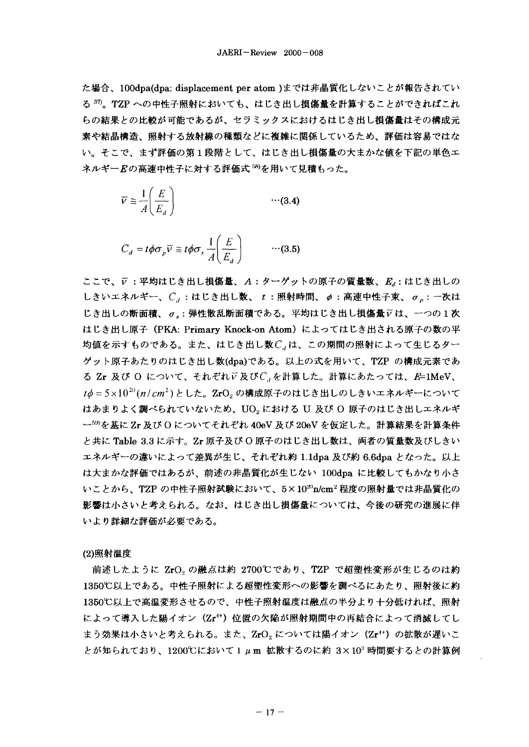た場合、100dpa(dpa: displacement per atom)までは非晶質化しないことが報告されている[37]。TZP への中性子照射においても、はじき出し損傷量を計算することができればこれらの結果との比較が可能であるが、セラミックスにおけるはじき出し損傷量はその構成元素や結晶構造、照射する放射線の種類などに複雑に関係しているため、評価は容易ではない。そこで、まず評価の第1段階として、はじき出し損傷量の大まかな値を下記の単色エネルギー $E$ の高速中性子に対する評価式[58]を用いて見積もった。

$$\bar{\nu} \cong \frac{1}{A}\left(\frac{E}{E_d}\right) \qquad \cdots(3.4)$$

$$C_d = t\phi\sigma_p\bar{\nu} \cong t\phi\sigma_s\frac{1}{A}\left(\frac{E}{E_d}\right) \qquad \cdots(3.5)$$

ここで、$\bar{\nu}$ ：平均はじき出し損傷量、$A$ ：ターゲットの原子の質量数、$E_d$ ：はじき出しのしきいエネルギー、$C_d$ ：はじき出し数、 $t$ ：照射時間、 $\phi$ ：高速中性子束、 $\sigma_p$ ：一次はじき出しの断面積、 $\sigma_s$ ：弾性散乱断面積である。平均はじき出し損傷量 $\bar{\nu}$ は、一つの1次はじき出し原子（PKA: Primary Knock-on Atom）によってはじき出される原子の数の平均値を示すものである。また、はじき出し数 $C_d$ は、この期間の照射によって生じるターゲット原子あたりのはじき出し数(dpa)である。以上の式を用いて、TZP の構成元素である Zr 及び O について、それぞれ $\bar{\nu}$ 及び $C_d$ を計算した。計算にあたっては、$E$=1MeV、$t\phi = 5\times10^{20}(n/cm^2)$ とした。$ZrO_2$ の構成原子のはじき出しのしきいエネルギーについてはあまりよく調べられていないため、$UO_2$ における U 及び O 原子のはじき出しエネルギー[59]を基に Zr 及び O についてそれぞれ 40eV 及び 20eV を仮定した。計算結果を計算条件と共に Table 3.3 に示す。Zr 原子及び O 原子のはじき出し数は、両者の質量数及びしきいエネルギーの違いによって差異が生じ、それぞれ約 1.1dpa 及び約 6.6dpa となった。以上は大まかな評価ではあるが、前述の非晶質化が生じない 100dpa に比較してもかなり小さいことから、TZP の中性子照射試験において、$5\times10^{20}$n/cm$^2$ 程度の照射量では非晶質化の影響は小さいと考えられる。なお、はじき出し損傷量については、今後の研究の進展に伴いより詳細な評価が必要である。

**(2)照射温度**

前述したように $ZrO_2$ の融点は約 2700℃であり、TZP で超塑性変形が生じるのは約 1350℃以上である。中性子照射による超塑性変形への影響を調べるにあたり、照射後に約 1350℃以上で高温変形させるので、中性子照射温度は融点の半分より十分低ければ、照射によって導入した陽イオン（$Zr^{4+}$）位置の欠陥が照射期間中の再結合によって消滅してしまう効果は小さいと考えられる。また、$ZrO_2$ については陽イオン（$Zr^{4+}$）の拡散が遅いことが知られており、1200℃において 1 μm 拡散するのに約 $3\times10^3$ 時間要するとの計算例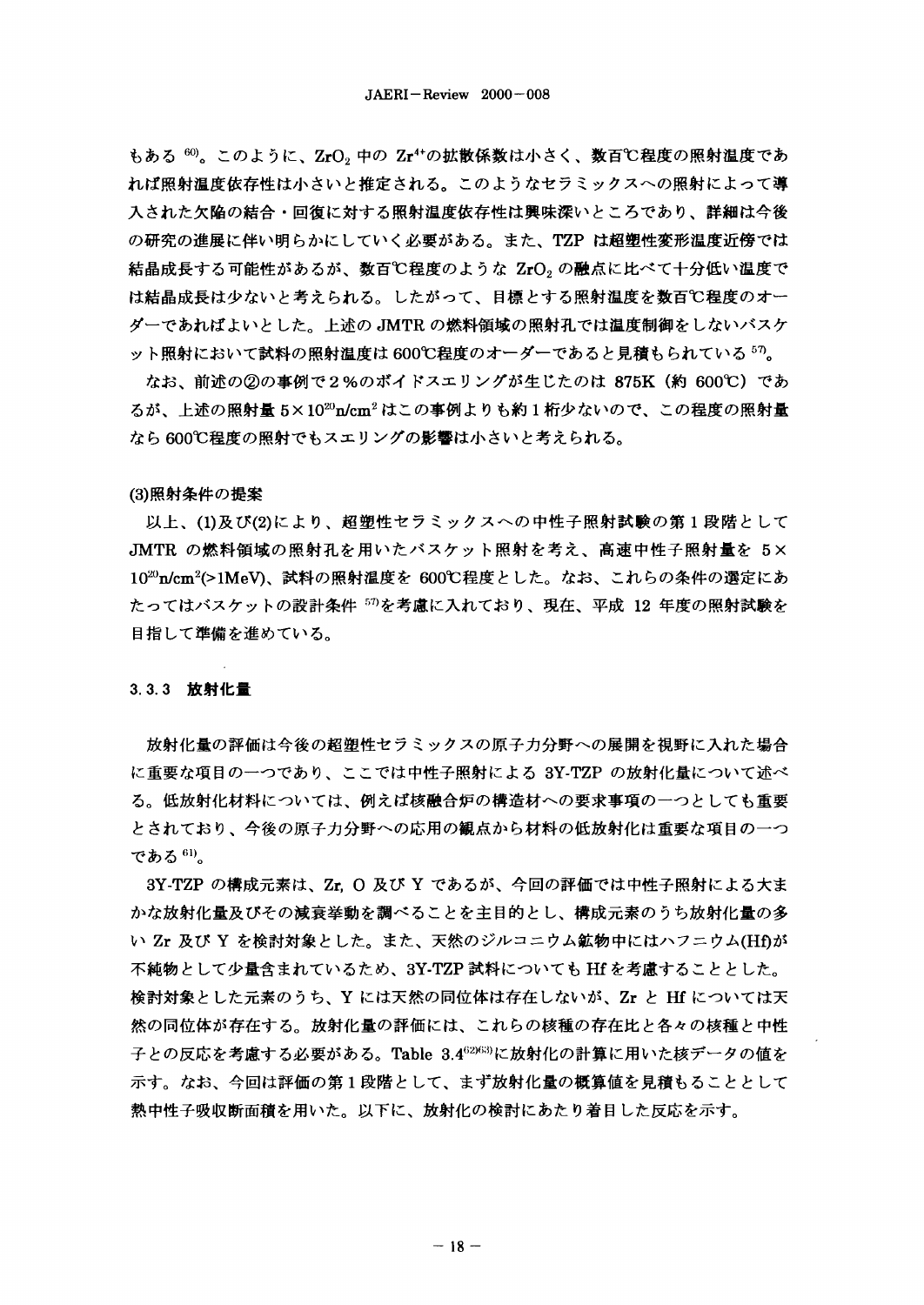もある[60]。このように、$ZrO_2$ 中の $Zr^{4+}$の拡散係数は小さく、数百℃程度の照射温度であれば照射温度依存性は小さいと推定される。このようなセラミックスへの照射によって導入された欠陥の結合・回復に対する照射温度依存性は興味深いところであり、詳細は今後の研究の進展に伴い明らかにしていく必要がある。また、TZP は超塑性変形温度近傍では結晶成長する可能性があるが、数百℃程度のような $ZrO_2$ の融点に比べて十分低い温度では結晶成長は少ないと考えられる。したがって、目標とする照射温度を数百℃程度のオーダーであればよいとした。上述の JMTR の燃料領域の照射孔では温度制御をしないバスケット照射において試料の照射温度は 600℃程度のオーダーであると見積もられている[57]。

なお、前述の②の事例で 2％のボイドスエリングが生じたのは 875K（約 600℃）であるが、上述の照射量 $5\times10^{20}$n/cm$^2$ はこの事例よりも約 1 桁少ないので、この程度の照射量なら 600℃程度の照射でもスエリングの影響は小さいと考えられる。

(3)照射条件の提案

以上、(1)及び(2)により、超塑性セラミックスへの中性子照射試験の第 1 段階として JMTR の燃料領域の照射孔を用いたバスケット照射を考え、高速中性子照射量を $5\times10^{20}$n/cm$^2$(>1MeV)、試料の照射温度を 600℃程度とした。なお、これらの条件の選定にあたってはバスケットの設計条件[57]を考慮に入れており、現在、平成 12 年度の照射試験を目指して準備を進めている。

### 3.3.3 放射化量

放射化量の評価は今後の超塑性セラミックスの原子力分野への展開を視野に入れた場合に重要な項目の一つであり、ここでは中性子照射による 3Y-TZP の放射化量について述べる。低放射化材料については、例えば核融合炉の構造材への要求事項の一つとしても重要とされており、今後の原子力分野への応用の観点から材料の低放射化は重要な項目の一つである[61]。

3Y-TZP の構成元素は、Zr, O 及び Y であるが、今回の評価では中性子照射による大まかな放射化量及びその減衰挙動を調べることを主目的とし、構成元素のうち放射化量の多い Zr 及び Y を検討対象とした。また、天然のジルコニウム鉱物中にはハフニウム(Hf)が不純物として少量含まれているため、3Y-TZP 試料についても Hf を考慮することとした。検討対象とした元素のうち、Y には天然の同位体は存在しないが、Zr と Hf については天然の同位体が存在する。放射化量の評価には、これらの核種の存在比と各々の核種と中性子との反応を考慮する必要がある。Table 3.4[62][63]に放射化の計算に用いた核データの値を示す。なお、今回は評価の第 1 段階として、まず放射化量の概算値を見積もることとして熱中性子吸収断面積を用いた。以下に、放射化の検討にあたり着目した反応を示す。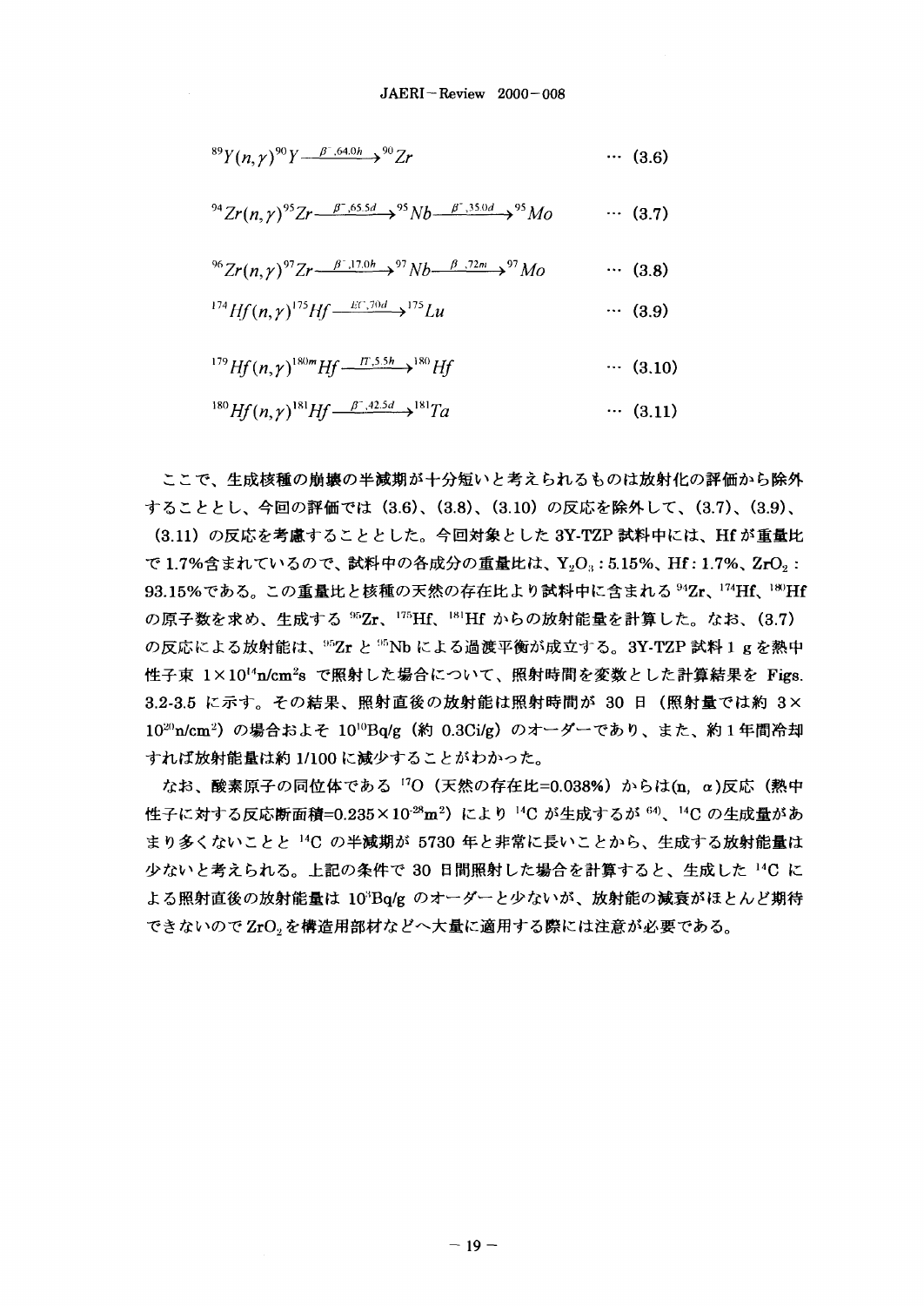$$^{89}Y(n,\gamma)^{90}Y \xrightarrow{\beta^-,64.0h} {}^{90}Zr \qquad \cdots (3.6)$$

$$^{94}Zr(n,\gamma)^{95}Zr \xrightarrow{\beta^-,65.5d} {}^{95}Nb \xrightarrow{\beta^-,35.0d} {}^{95}Mo \qquad \cdots (3.7)$$

$$^{96}Zr(n,\gamma)^{97}Zr \xrightarrow{\beta^-,17.0h} {}^{97}Nb \xrightarrow{\beta^-,72m} {}^{97}Mo \qquad \cdots (3.8)$$

$$^{174}Hf(n,\gamma)^{175}Hf \xrightarrow{EC,70d} {}^{175}Lu \qquad \cdots (3.9)$$

$$^{179}Hf(n,\gamma)^{180m}Hf \xrightarrow{IT,5.5h} {}^{180}Hf \qquad \cdots (3.10)$$

$$^{180}Hf(n,\gamma)^{181}Hf \xrightarrow{\beta^-,42.5d} {}^{181}Ta \qquad \cdots (3.11)$$

ここで、生成核種の崩壊の半減期が十分短いと考えられるものは放射化の評価から除外することとし、今回の評価では（3.6）、（3.8）、（3.10）の反応を除外して、（3.7）、（3.9）、（3.11）の反応を考慮することとした。今回対象とした3Y-TZP試料中には、Hfが重量比で1.7%含まれているので、試料中の各成分の重量比は、$Y_2O_3$ : 5.15%、Hf : 1.7%、$ZrO_2$ : 93.15%である。この重量比と核種の天然の存在比より試料中に含まれる$^{94}$Zr、$^{174}$Hf、$^{180}$Hfの原子数を求め、生成する$^{95}$Zr、$^{175}$Hf、$^{181}$Hfからの放射能量を計算した。なお、（3.7）の反応による放射能は、$^{95}$Zrと$^{95}$Nbによる過渡平衡が成立する。3Y-TZP試料1 gを熱中性子束 $1\times10^{14}$n/cm$^2$s で照射した場合について、照射時間を変数とした計算結果をFigs. 3.2-3.5に示す。その結果、照射直後の放射能は照射時間が30日（照射量では約$3\times10^{20}$n/cm$^2$）の場合およそ$10^{10}$Bq/g（約0.3Ci/g）のオーダーであり、また、約1年間冷却すれば放射能量は約1/100に減少することがわかった。

なお、酸素原子の同位体である$^{17}$O（天然の存在比=0.038%）からは(n, α)反応（熱中性子に対する反応断面積=$0.235\times10^{-28}$m$^2$）により$^{14}$Cが生成するが[64]、$^{14}$Cの生成量があまり多くないことと$^{14}$Cの半減期が5730年と非常に長いことから、生成する放射能量は少ないと考えられる。上記の条件で30日間照射した場合を計算すると、生成した$^{14}$Cによる照射直後の放射能量は$10^4$Bq/gのオーダーと少ないが、放射能の減衰がほとんど期待できないので$ZrO_2$を構造用部材などへ大量に適用する際には注意が必要である。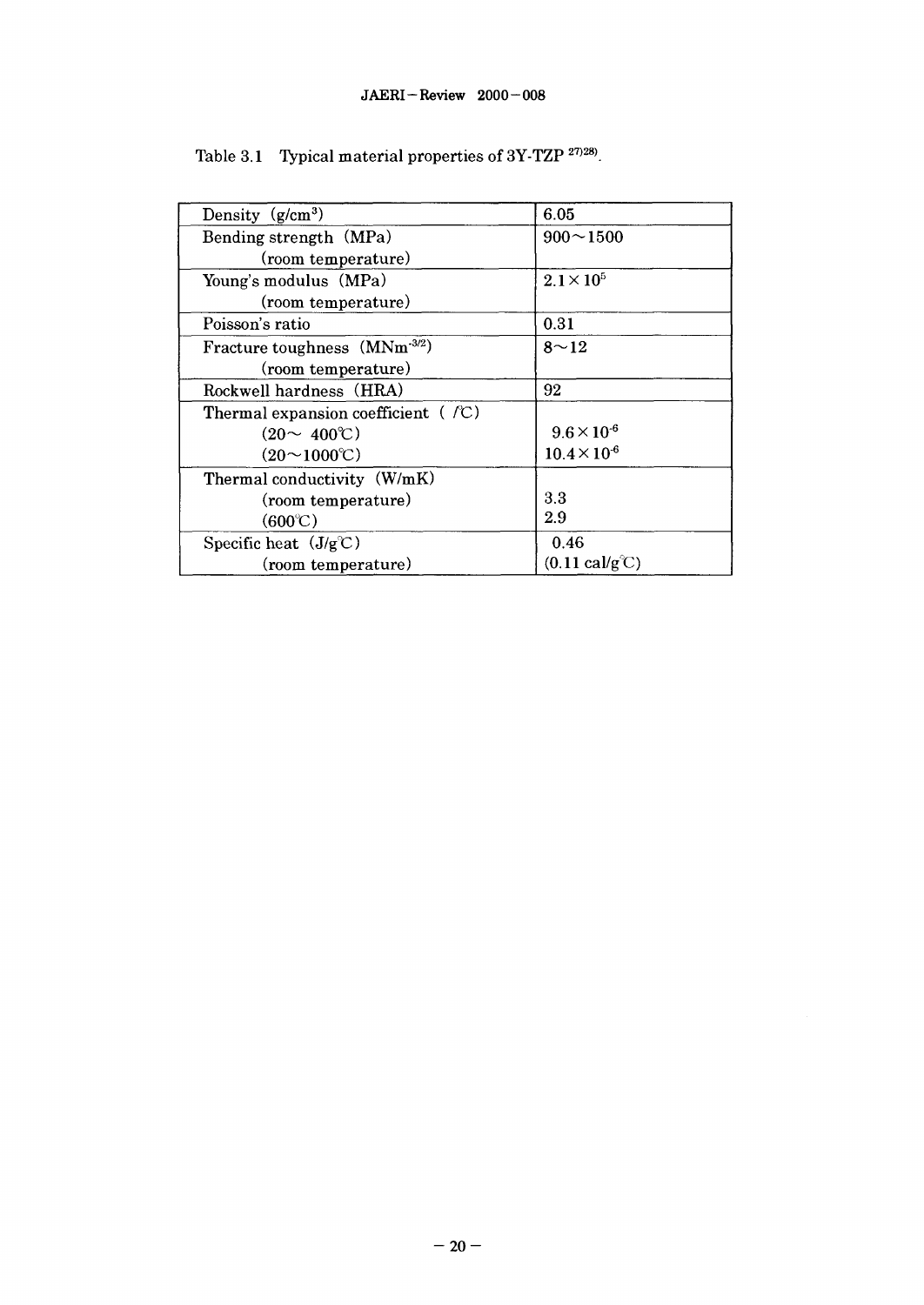Table 3.1 Typical material properties of 3Y-TZP [27)28)].

| Property | Value |
|---|---|
| Density $(g/cm^3)$ | 6.05 |
| Bending strength (MPa)<br>(room temperature) | 900～1500 |
| Young's modulus (MPa)<br>(room temperature) | $2.1 \times 10^5$ |
| Poisson's ratio | 0.31 |
| Fracture toughness $(MNm^{-3/2})$<br>(room temperature) | 8～12 |
| Rockwell hardness (HRA) | 92 |
| Thermal expansion coefficient ( /℃)<br>(20～ 400℃)<br>(20～1000℃) | <br>$9.6 \times 10^{-6}$<br>$10.4 \times 10^{-6}$ |
| Thermal conductivity (W/mK)<br>(room temperature)<br>(600℃) | <br>3.3<br>2.9 |
| Specific heat (J/g℃)<br>(room temperature) | 0.46<br>(0.11 cal/g℃) |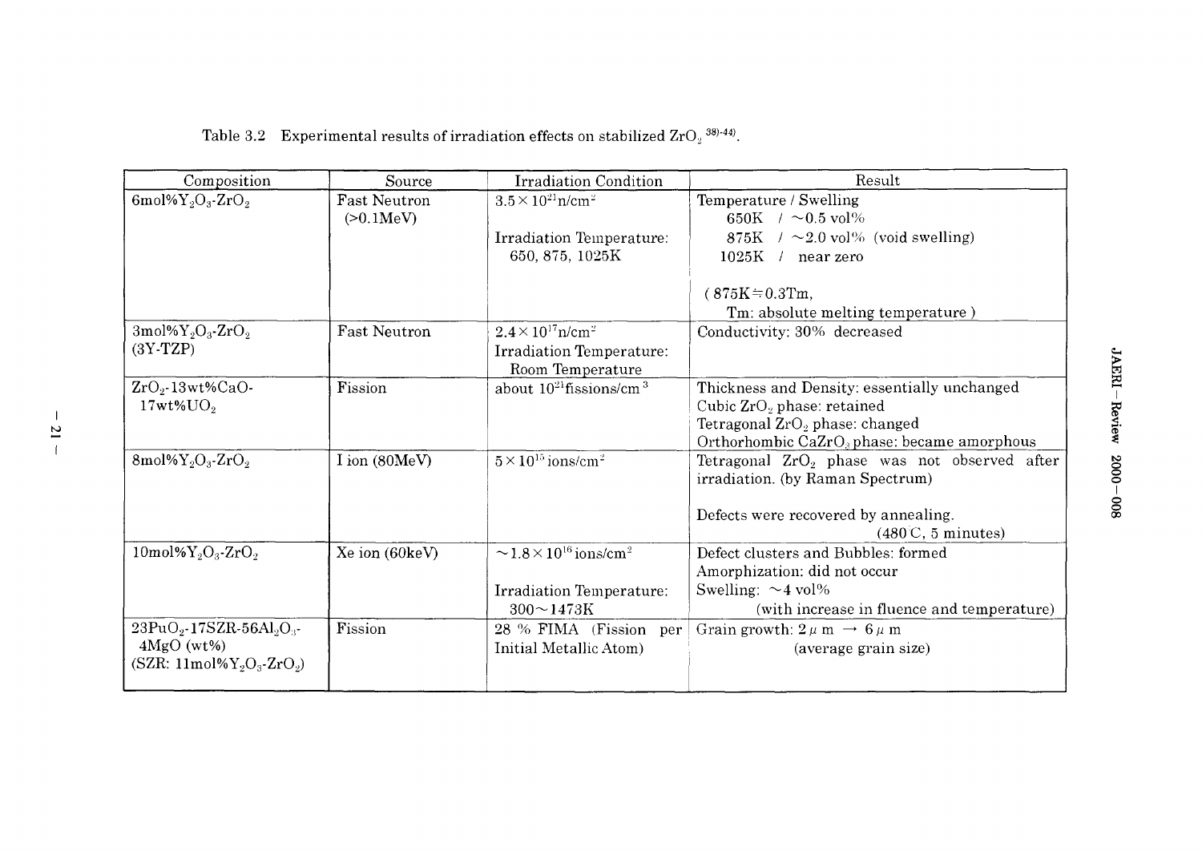Table 3.2 Experimental results of irradiation effects on stabilized $ZrO_2$ [38)-44)].

| Composition | Source | Irradiation Condition | Result |
|---|---|---|---|
| $6mol\%Y_2O_3$-$ZrO_2$ | Fast Neutron (>0.1MeV) | $3.5\times10^{21}n/cm^2$<br><br>Irradiation Temperature: 650, 875, 1025K | Temperature / Swelling<br>650K / ~0.5 vol%<br>875K / ~2.0 vol% (void swelling)<br>1025K / near zero<br><br>(875K≒0.3Tm, Tm: absolute melting temperature) |
| $3mol\%Y_2O_3$-$ZrO_2$ (3Y-TZP) | Fast Neutron | $2.4\times10^{17}n/cm^2$<br>Irradiation Temperature: Room Temperature | Conductivity: 30% decreased |
| $ZrO_2$-13wt%CaO-17wt%$UO_2$ | Fission | about $10^{21}$fissions/cm$^3$ | Thickness and Density: essentially unchanged<br>Cubic $ZrO_2$ phase: retained<br>Tetragonal $ZrO_2$ phase: changed<br>Orthorhombic $CaZrO_3$ phase: became amorphous |
| $8mol\%Y_2O_3$-$ZrO_2$ | I ion (80MeV) | $5\times10^{15}$ions/cm$^2$ | Tetragonal $ZrO_2$ phase was not observed after irradiation. (by Raman Spectrum)<br><br>Defects were recovered by annealing. (480℃, 5 minutes) |
| $10mol\%Y_2O_3$-$ZrO_2$ | Xe ion (60keV) | ~$1.8\times10^{16}$ions/cm$^2$<br><br>Irradiation Temperature: 300~1473K | Defect clusters and Bubbles: formed<br>Amorphization: did not occur<br>Swelling: ~4 vol% (with increase in fluence and temperature) |
| $23PuO_2$-17SZR-$56Al_2O_3$-4MgO (wt%)<br>(SZR: $11mol\%Y_2O_3$-$ZrO_2$) | Fission | 28 % FIMA (Fission per Initial Metallic Atom) | Grain growth: 2μm → 6μm (average grain size) |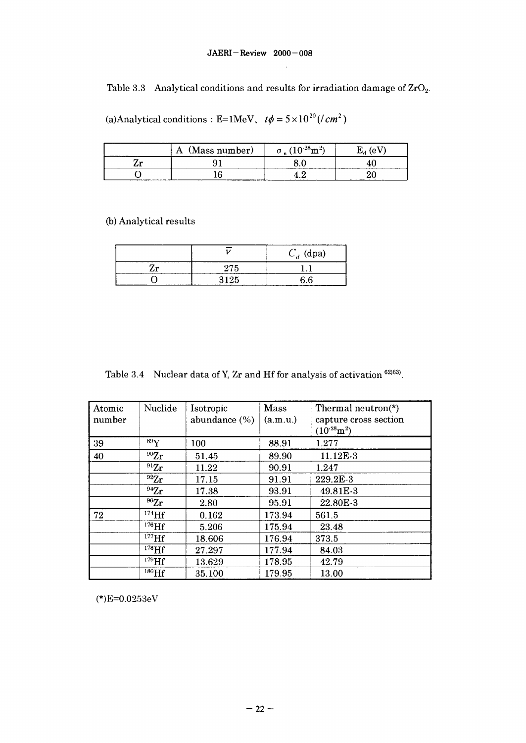Table 3.3 Analytical conditions and results for irradiation damage of $ZrO_2$.

(a)Analytical conditions : E=1MeV、 $t\phi = 5 \times 10^{20} (/cm^2)$

| | A (Mass number) | $\sigma_s$ ($10^{-28}$m$^2$) | $E_d$ (eV) |
|---|---|---|---|
| Zr | 91 | 8.0 | 40 |
| O | 16 | 4.2 | 20 |

(b) Analytical results

| | $\overline{\nu}$ | $C_d$ (dpa) |
|---|---|---|
| Zr | 275 | 1.1 |
| O | 3125 | 6.6 |

Table 3.4 Nuclear data of Y, Zr and Hf for analysis of activation [62)63)].

| Atomic number | Nuclide | Isotropic abundance (%) | Mass (a.m.u.) | Thermal neutron(*) capture cross section ($10^{-28}$m$^2$) |
|---|---|---|---|---|
| 39 | $^{89}$Y | 100 | 88.91 | 1.277 |
| 40 | $^{90}$Zr | 51.45 | 89.90 | 11.12E-3 |
| | $^{91}$Zr | 11.22 | 90.91 | 1.247 |
| | $^{92}$Zr | 17.15 | 91.91 | 229.2E-3 |
| | $^{94}$Zr | 17.38 | 93.91 | 49.81E-3 |
| | $^{96}$Zr | 2.80 | 95.91 | 22.80E-3 |
| 72 | $^{174}$Hf | 0.162 | 173.94 | 561.5 |
| | $^{176}$Hf | 5.206 | 175.94 | 23.48 |
| | $^{177}$Hf | 18.606 | 176.94 | 373.5 |
| | $^{178}$Hf | 27.297 | 177.94 | 84.03 |
| | $^{179}$Hf | 13.629 | 178.95 | 42.79 |
| | $^{180}$Hf | 35.100 | 179.95 | 13.00 |

(*)E=0.0253eV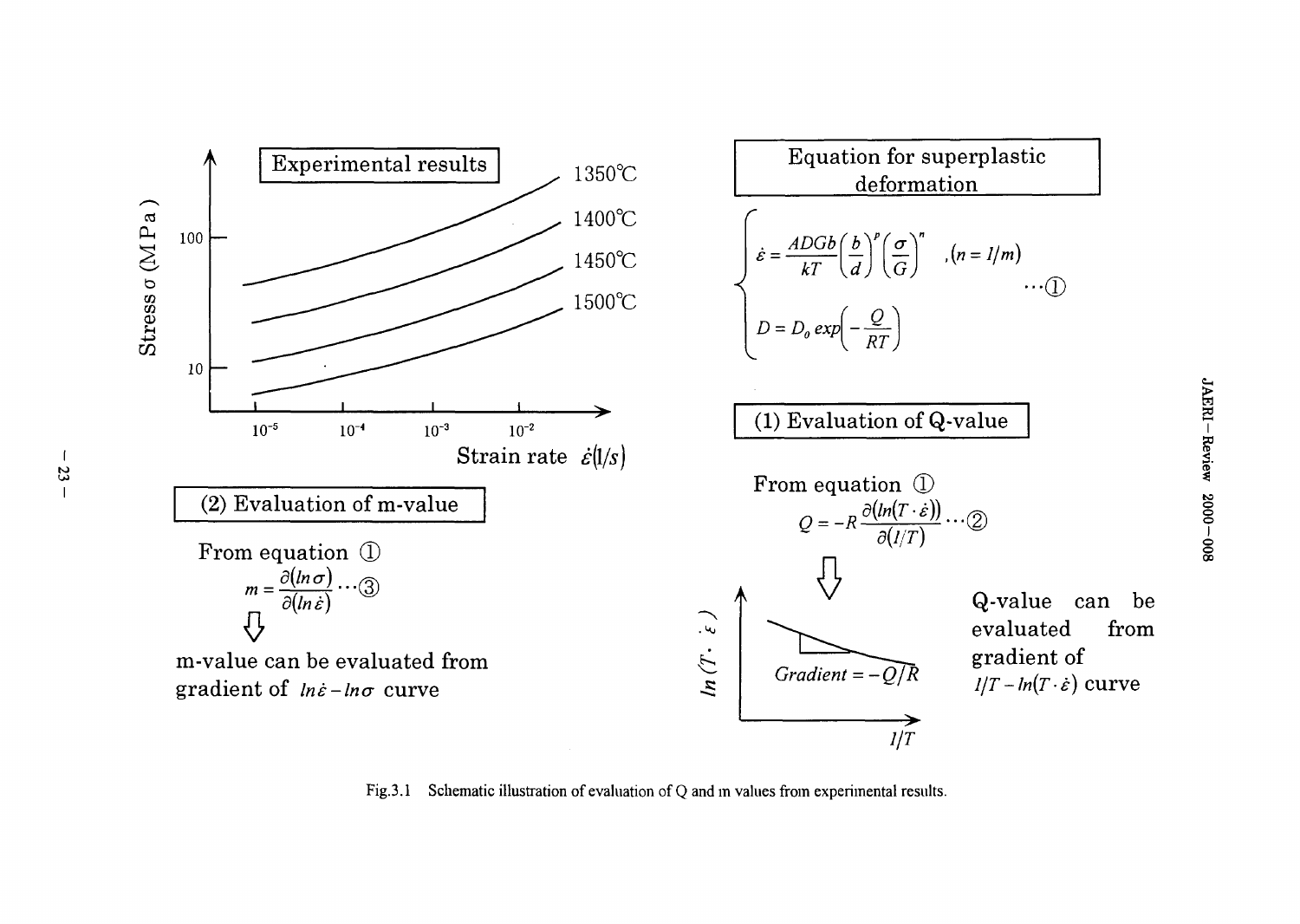**Experimental results**

**Equation for superplastic deformation**

$$
\begin{cases}
\dot{\varepsilon} = \dfrac{ADGb}{kT}\left(\dfrac{b}{d}\right)^p\left(\dfrac{\sigma}{G}\right)^n \quad ,(n = 1/m) \\
D = D_0 \exp\left(-\dfrac{Q}{RT}\right)
\end{cases}
\cdots ①
$$

**(1) Evaluation of Q-value**

From equation ①

$$Q = -R\frac{\partial(\ln(T \cdot \dot{\varepsilon}))}{\partial(1/T)} \cdots ②$$

Q-value can be evaluated from gradient of $1/T - \ln(T \cdot \dot{\varepsilon})$ curve

**(2) Evaluation of m-value**

From equation ①

$$m = \frac{\partial(\ln\sigma)}{\partial(\ln\dot{\varepsilon})} \cdots ③$$

m-value can be evaluated from gradient of $\ln\dot{\varepsilon} - \ln\sigma$ curve

Fig.3.1 Schematic illustration of evaluation of Q and m values from experimental results.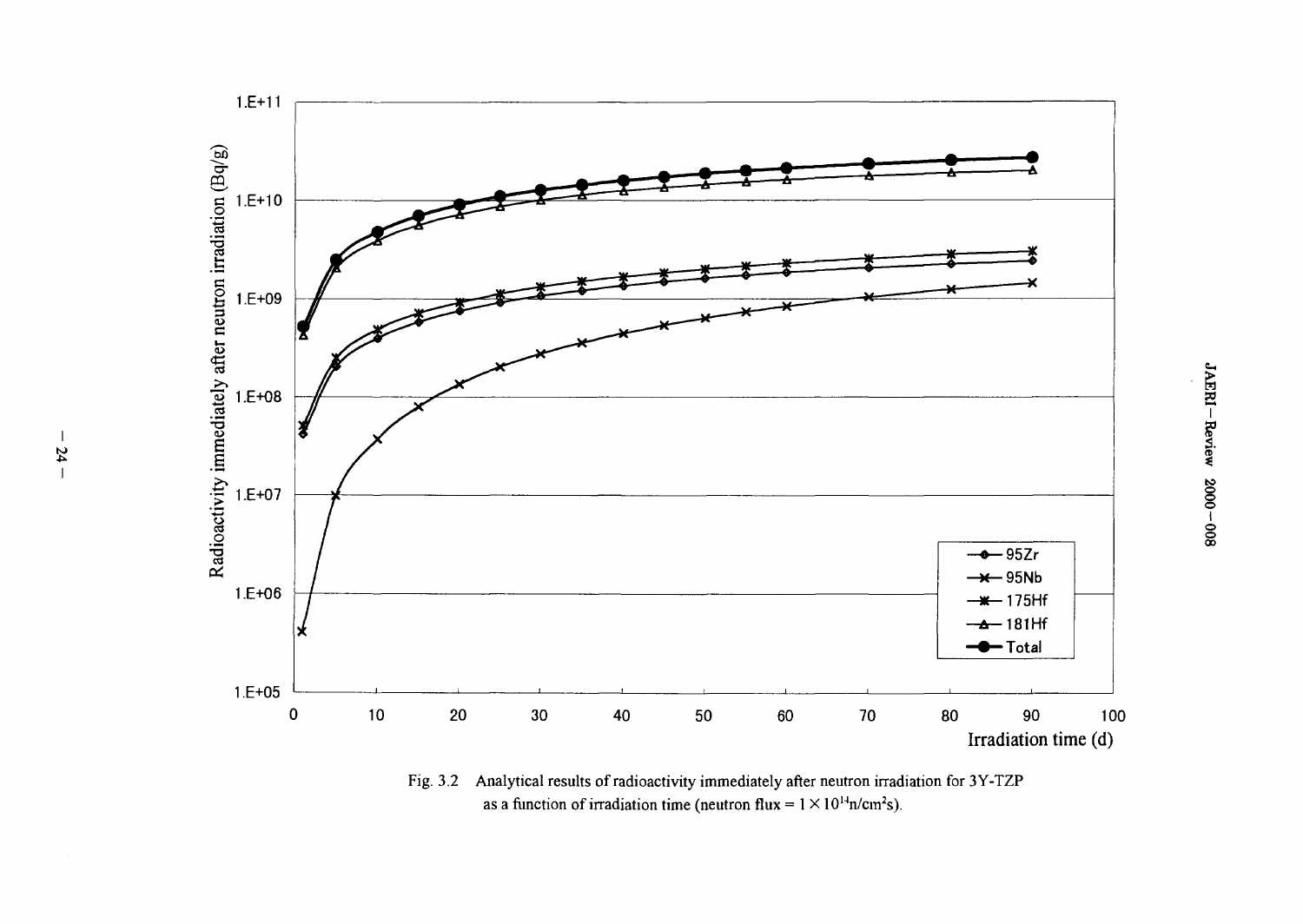Fig. 3.2 Analytical results of radioactivity immediately after neutron irradiation for 3Y-TZP as a function of irradiation time (neutron flux = $1 \times 10^{14}$ n/cm$^2$s).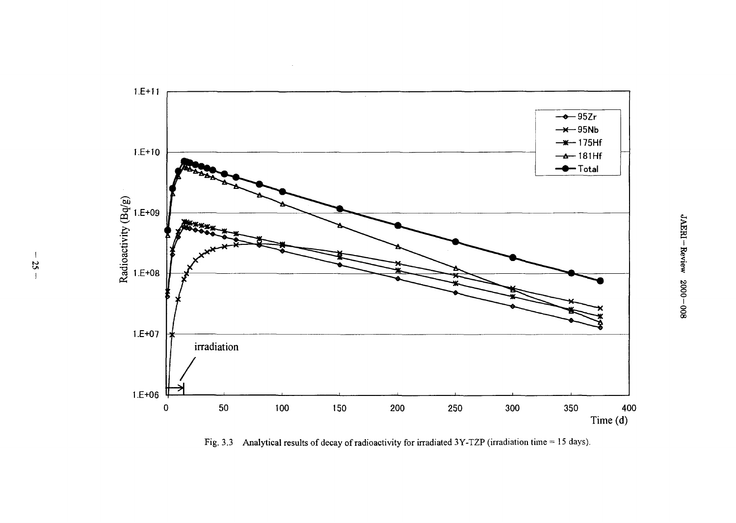Fig. 3.3 Analytical results of decay of radioactivity for irradiated 3Y-TZP (irradiation time = 15 days).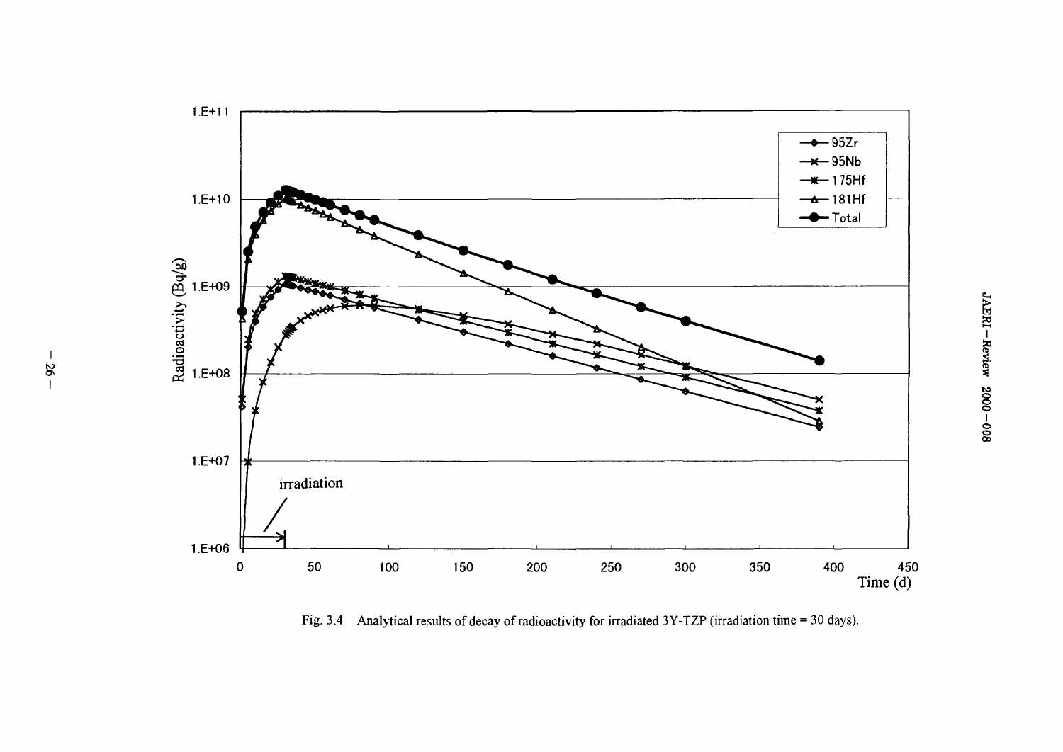Fig. 3.4 Analytical results of decay of radioactivity for irradiated 3Y-TZP (irradiation time = 30 days).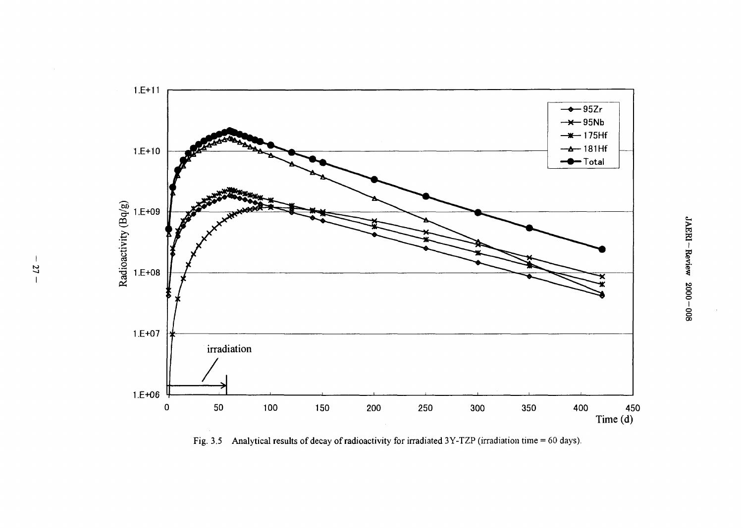Fig. 3.5 Analytical results of decay of radioactivity for irradiated 3Y-TZP (irradiation time = 60 days).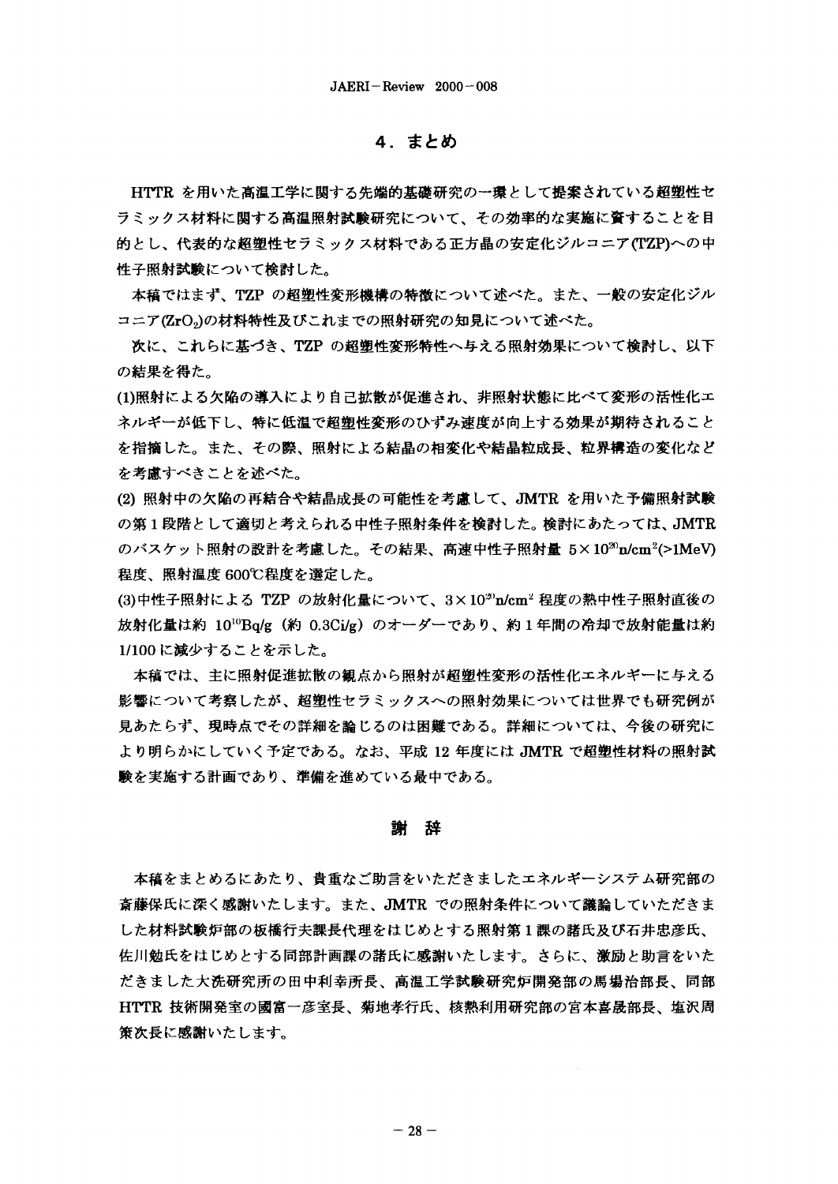## 4．まとめ

HTTR を用いた高温工学に関する先端的基礎研究の一環として提案されている超塑性セラミックス材料に関する高温照射試験研究について、その効率的な実施に資することを目的とし、代表的な超塑性セラミックス材料である正方晶の安定化ジルコニア(TZP)への中性子照射試験について検討した。

本稿ではまず、TZP の超塑性変形機構の特徴について述べた。また、一般の安定化ジルコニア($ZrO_2$)の材料特性及びこれまでの照射研究の知見について述べた。

次に、これらに基づき、TZP の超塑性変形特性へ与える照射効果について検討し、以下の結果を得た。

(1)照射による欠陥の導入により自己拡散が促進され、非照射状態に比べて変形の活性化エネルギーが低下し、特に低温で超塑性変形のひずみ速度が向上する効果が期待されることを指摘した。また、その際、照射による結晶の相変化や結晶粒成長、粒界構造の変化などを考慮すべきことを述べた。

(2) 照射中の欠陥の再結合や結晶成長の可能性を考慮して、JMTR を用いた予備照射試験の第1段階として適切と考えられる中性子照射条件を検討した。検討にあたっては、JMTR のバスケット照射の設計を考慮した。その結果、高速中性子照射量 $5\times10^{20}$n/cm$^2$(>1MeV)程度、照射温度 600℃程度を選定した。

(3)中性子照射による TZP の放射化量について、$3\times10^{20}$n/cm$^2$ 程度の熱中性子照射直後の放射化量は約 $10^{10}$Bq/g（約 0.3Ci/g）のオーダーであり、約1年間の冷却で放射能量は約1/100 に減少することを示した。

本稿では、主に照射促進拡散の観点から照射が超塑性変形の活性化エネルギーに与える影響について考察したが、超塑性セラミックスへの照射効果については世界でも研究例が見あたらず、現時点でその詳細を論じるのは困難である。詳細については、今後の研究により明らかにしていく予定である。なお、平成 12 年度には JMTR で超塑性材料の照射試験を実施する計画であり、準備を進めている最中である。

## 謝　辞

本稿をまとめるにあたり、貴重なご助言をいただきましたエネルギーシステム研究部の斎藤保氏に深く感謝いたします。また、JMTR での照射条件について議論していただきました材料試験炉部の板橋行夫課長代理をはじめとする照射第1課の諸氏及び石井忠彦氏、佐川勉氏をはじめとする同部計画課の諸氏に感謝いたします。さらに、激励と助言をいただきました大洗研究所の田中利幸所長、高温工学試験研究炉開発部の馬場治部長、同部HTTR 技術開発室の國富一彦室長、菊地孝行氏、核熱利用研究部の宮本喜晟部長、塩沢周策次長に感謝いたします。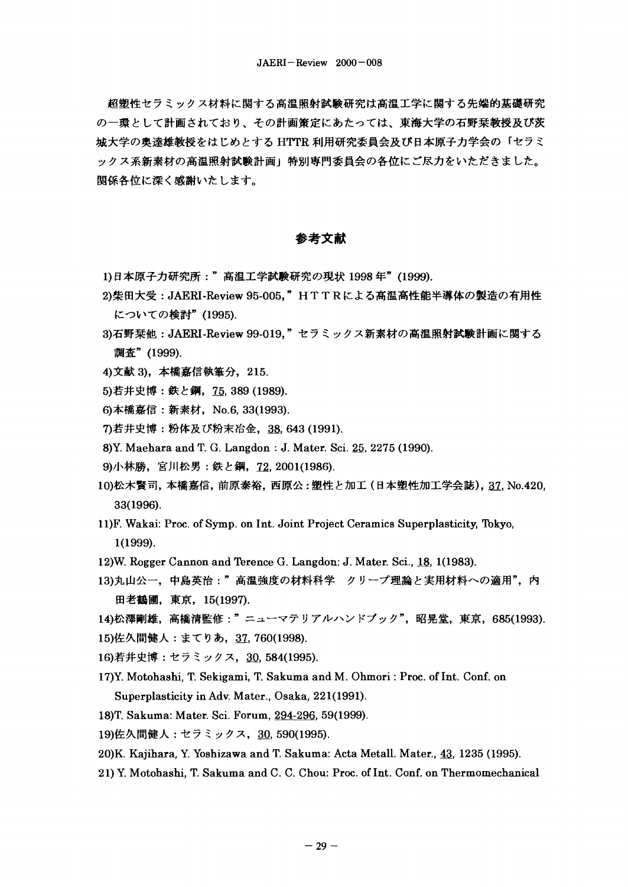超塑性セラミックス材料に関する高温照射試験研究は高温工学に関する先端的基礎研究の一環として計画されており、その計画策定にあたっては、東海大学の石野栞教授及び茨城大学の奥達雄教授をはじめとする HTTR 利用研究委員会及び日本原子力学会の「セラミックス系新素材の高温照射試験計画」特別専門委員会の各位にご尽力をいただきました。関係各位に深く感謝いたします。

## 参考文献

1)日本原子力研究所：”高温工学試験研究の現状 1998 年”(1999).

2)柴田大受：JAERI-Review 95-005,”ＨＴＴＲによる高温高性能半導体の製造の有用性についての検討”(1995).

3)石野栞他：JAERI-Review 99-019,”セラミックス新素材の高温照射試験計画に関する調査”(1999).

4)文献 3)，本橋嘉信執筆分，215.

5)若井史博：鉄と鋼，75, 389 (1989).

6)本橋嘉信：新素材，No.6, 33(1993).

7)若井史博：粉体及び粉末冶金，38, 643 (1991).

8)Y. Maehara and T. G. Langdon : J. Mater. Sci. 25, 2275 (1990).

9)小林勝，宮川松男：鉄と鋼，72, 2001(1986).

10)松木賢司，本橋嘉信，前原泰裕，西原公：塑性と加工（日本塑性加工学会誌），37, No.420, 33(1996).

11)F. Wakai: Proc. of Symp. on Int. Joint Project Ceramics Superplasticity, Tokyo, 1(1999).

12)W. Rogger Cannon and Terence G. Langdon: J. Mater. Sci., 18, 1(1983).

13)丸山公一，中島英治：”高温強度の材料科学　クリープ理論と実用材料への適用”，内田老鶴圃，東京，15(1997).

14)松澤剛雄，高橋清監修：”ニューマテリアルハンドブック”，昭晃堂，東京，685(1993).

15)佐久間健人：まてりあ，37, 760(1998).

16)若井史博：セラミックス，30, 584(1995).

17)Y. Motohashi, T. Sekigami, T. Sakuma and M. Ohmori : Proc. of Int. Conf. on Superplasticity in Adv. Mater., Osaka, 221(1991).

18)T. Sakuma: Mater. Sci. Forum, 294-296, 59(1999).

19)佐久間健人：セラミックス，30, 590(1995).

20)K. Kajihara, Y. Yoshizawa and T. Sakuma: Acta Metall. Mater., 43, 1235 (1995).

21) Y. Motohashi, T. Sakuma and C. C. Chou: Proc. of Int. Conf. on Thermomechanical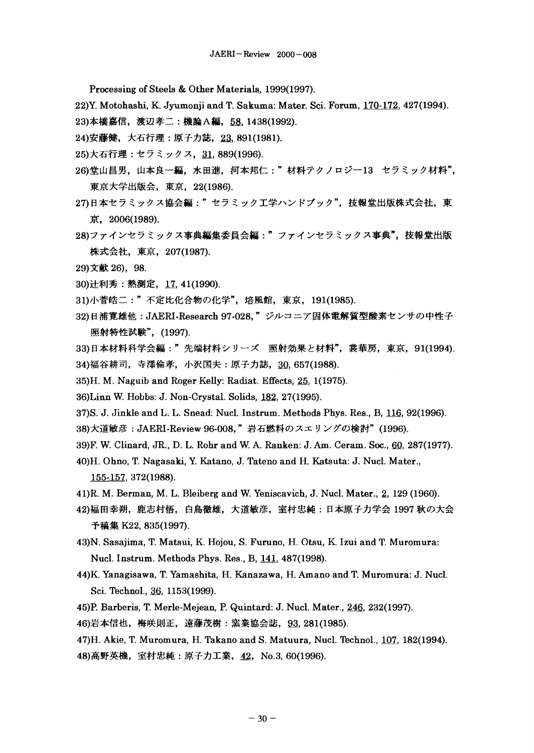Processing of Steels & Other Materials, 1999(1997).

22)Y. Motohashi, K. Jyumonji and T. Sakuma: Mater. Sci. Forum, 170-172, 427(1994).

23)本橋嘉信，渡辺孝二：機論A編，58, 1438(1992).

24)安藤健，大石行理：原子力誌，23, 891(1981).

25)大石行理：セラミックス，31, 889(1996).

26)堂山昌男，山本良一編，水田進，河本邦仁：" 材料テクノロジー13　セラミック材料"，東京大学出版会，東京，22(1986).

27)日本セラミックス協会編：" セラミック工学ハンドブック"，技報堂出版株式会社，東京，2006(1989).

28)ファインセラミックス事典編集委員会編：" ファインセラミックス事典"，技報堂出版株式会社，東京，207(1987).

29)文献 26)，98.

30)辻利秀：熱測定，17, 41(1990).

31)小菅皓二：" 不定比化合物の化学"，培風館，東京，191(1985).

32)日浦寛雄他：JAERI-Research 97-028，" ジルコニア固体電解質型酸素センサの中性子照射特性試験"，(1997).

33)日本材料科学会編：" 先端材料シリーズ　照射効果と材料"，裳華房，東京，91(1994).

34)福谷耕司，寺澤倫孝，小沢国夫：原子力誌，30, 657(1988).

35)H. M. Naguib and Roger Kelly: Radiat. Effects, 25, 1(1975).

36)Linn W. Hobbs: J. Non-Crystal. Solids, 182, 27(1995).

37)S. J. Jinkle and L. L. Snead: Nucl. Instrum. Methods Phys. Res., B, 116, 92(1996).

38)大道敏彦：JAERI-Review 96-008，" 岩石燃料のスエリングの検討" (1996).

39)F. W. Clinard, JR., D. L. Rohr and W. A. Ranken: J. Am. Ceram. Soc., 60, 287(1977).

40)H. Ohno, T. Nagasaki, Y. Katano, J. Tateno and H. Katsuta: J. Nucl. Mater., 155-157, 372(1988).

41)R. M. Berman, M. L. Bleiberg and W. Yeniscavich, J. Nucl. Mater., 2, 129 (1960).

42)福田幸朔，鹿志村悟，白鳥徹雄，大道敏彦，室村忠純：日本原子力学会 1997 秋の大会予稿集 K22, 835(1997).

43)N. Sasajima, T. Matsui, K. Hojou, S. Furuno, H. Otsu, K. Izui and T. Muromura: Nucl. Instrum. Methods Phys. Res., B, 141, 487(1998).

44)K. Yanagisawa, T. Yamashita, H. Kanazawa, H. Amano and T. Muromura: J. Nucl. Sci. Technol., 36, 1153(1999).

45)P. Barberis, T. Merle-Mejean, P. Quintard: J. Nucl. Mater., 246, 232(1997).

46)岩本信也，梅咲則正，遠藤茂樹：窯業協会誌，93, 281(1985).

47)H. Akie, T. Muromura, H. Takano and S. Matuura, Nucl. Technol., 107, 182(1994).

48)高野英機，室村忠純：原子力工業，42，No.3, 60(1996).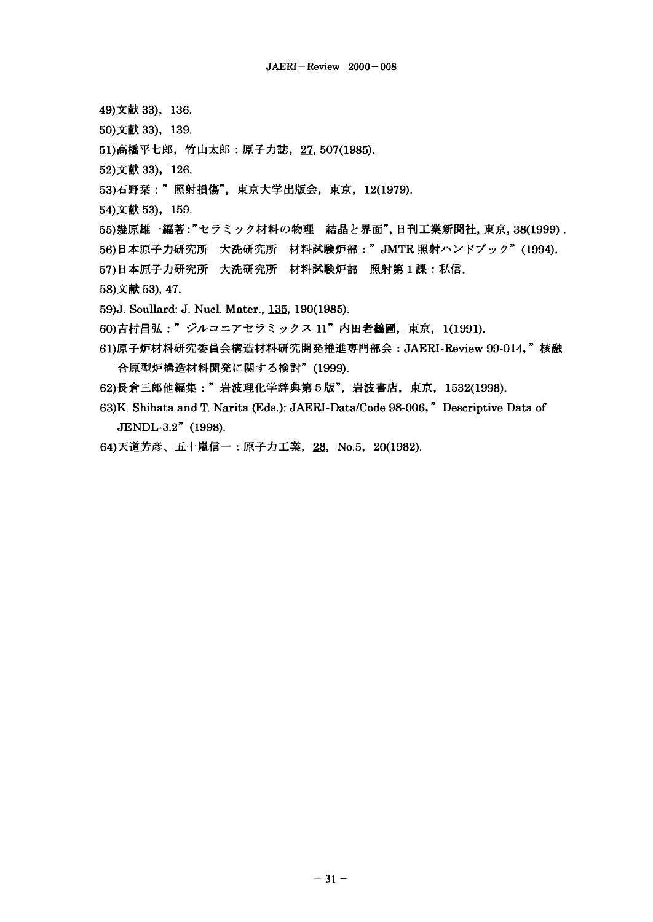49)文献 33)，136.

50)文献 33)，139.

51)高橋平七郎，竹山太郎：原子力誌，27, 507(1985).

52)文献 33)，126.

53)石野栞：”照射損傷”，東京大学出版会，東京，12(1979).

54)文献 53)，159.

55)幾原雄一編著:”セラミック材料の物理　結晶と界面”, 日刊工業新聞社, 東京, 38(1999) .

56)日本原子力研究所　大洗研究所　材料試験炉部：”JMTR 照射ハンドブック”(1994).

57)日本原子力研究所　大洗研究所　材料試験炉部　照射第 1 課：私信.

58)文献 53), 47.

59)J. Soullard: J. Nucl. Mater., 135, 190(1985).

60)吉村昌弘：”ジルコニアセラミックス 11”内田老鶴圃，東京，1(1991).

61)原子炉材料研究委員会構造材料研究開発推進専門部会：JAERI-Review 99-014,”核融合原型炉構造材料開発に関する検討”(1999).

62)長倉三郎他編集：”岩波理化学辞典第 5 版”，岩波書店，東京，1532(1998).

63)K. Shibata and T. Narita (Eds.): JAERI-Data/Code 98-006,”Descriptive Data of JENDL-3.2”(1998).

64)天道芳彦、五十嵐信一：原子力工業，28，No.5，20(1982).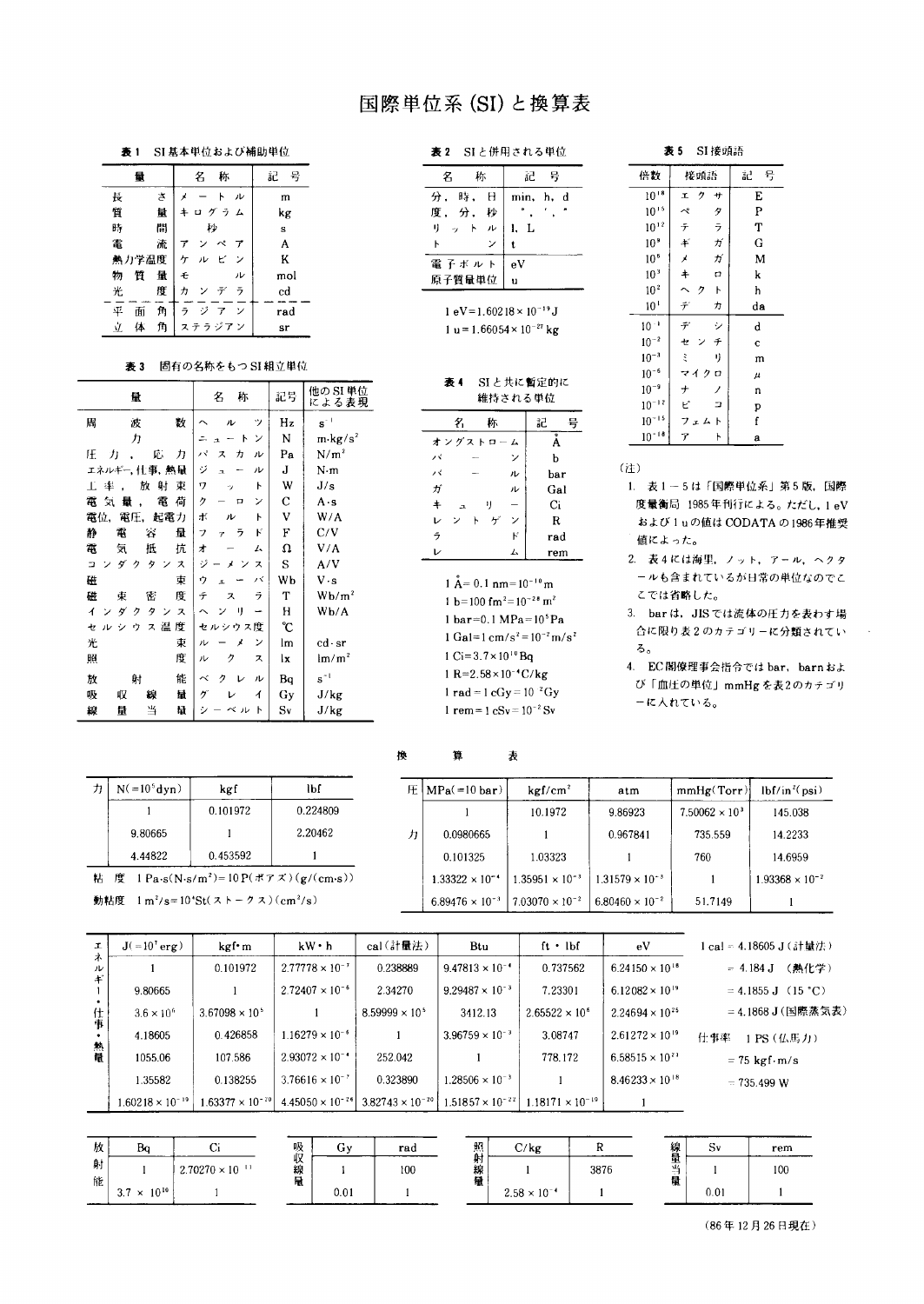# 国際単位系 (SI) と換算表

**表1　SI基本単位および補助単位**

| 量 | 名称 | 記号 |
|---|---|---|
| 長さ | メートル | m |
| 質量 | キログラム | kg |
| 時間 | 秒 | s |
| 電流 | アンペア | A |
| 熱力学温度 | ケルビン | K |
| 物質量 | モル | mol |
| 光度 | カンデラ | cd |
| 平面角 | ラジアン | rad |
| 立体角 | ステラジアン | sr |

**表3　固有の名称をもつSI組立単位**

| 量 | 名称 | 記号 | 他のSI単位による表現 |
|---|---|---|---|
| 周波数 | ヘルツ | Hz | $s^{-1}$ |
| 力 | ニュートン | N | $m \cdot kg/s^2$ |
| 圧力，応力 | パスカル | Pa | $N/m^2$ |
| エネルギー, 仕事, 熱量 | ジュール | J | N·m |
| 工率，放射束 | ワット | W | J/s |
| 電気量，電荷 | クーロン | C | A·s |
| 電位, 電圧, 起電力 | ボルト | V | W/A |
| 静電容量 | ファラド | F | C/V |
| 電気抵抗 | オーム | Ω | V/A |
| コンダクタンス | ジーメンス | S | A/V |
| 磁束 | ウェーバ | Wb | V·s |
| 磁束密度 | テスラ | T | $Wb/m^2$ |
| インダクタンス | ヘンリー | H | Wb/A |
| セルシウス温度 | セルシウス度 | ℃ | |
| 光束 | ルーメン | lm | cd·sr |
| 照度 | ルクス | lx | $lm/m^2$ |
| 放射能 | ベクレル | Bq | $s^{-1}$ |
| 吸収線量 | グレイ | Gy | J/kg |
| 線量当量 | シーベルト | Sv | J/kg |

**表2　SIと併用される単位**

| 名称 | 記号 |
|---|---|
| 分，時，日 | min, h, d |
| 度，分，秒 | °, ′, ″ |
| リットル | l, L |
| トン | t |
| 電子ボルト | eV |
| 原子質量単位 | u |

$1\ eV = 1.60218 \times 10^{-19}\ J$
$1\ u = 1.66054 \times 10^{-27}\ kg$

**表4　SIと共に暫定的に維持される単位**

| 名称 | 記号 |
|---|---|
| オングストローム | Å |
| バーン | b |
| バール | bar |
| ガル | Gal |
| キュリー | Ci |
| レントゲン | R |
| ラド | rad |
| レム | rem |

$1\ Å = 0.1\ nm = 10^{-10}\ m$
$1\ b = 100\ fm^2 = 10^{-28}\ m^2$
$1\ bar = 0.1\ MPa = 10^5\ Pa$
$1\ Gal = 1\ cm/s^2 = 10^{-2}\ m/s^2$
$1\ Ci = 3.7 \times 10^{10}\ Bq$
$1\ R = 2.58 \times 10^{-4}\ C/kg$
$1\ rad = 1\ cGy = 10^{-2}\ Gy$
$1\ rem = 1\ cSv = 10^{-2}\ Sv$

**表5　SI接頭語**

| 倍数 | 接頭語 | 記号 |
|---|---|---|
| $10^{18}$ | エクサ | E |
| $10^{15}$ | ペタ | P |
| $10^{12}$ | テラ | T |
| $10^{9}$ | ギガ | G |
| $10^{6}$ | メガ | M |
| $10^{3}$ | キロ | k |
| $10^{2}$ | ヘクト | h |
| $10^{1}$ | デカ | da |
| $10^{-1}$ | デシ | d |
| $10^{-2}$ | センチ | c |
| $10^{-3}$ | ミリ | m |
| $10^{-6}$ | マイクロ | μ |
| $10^{-9}$ | ナノ | n |
| $10^{-12}$ | ピコ | p |
| $10^{-15}$ | フェムト | f |
| $10^{-18}$ | アト | a |

（注）

1. 表1－5は「国際単位系」第5版，国際度量衡局 1985年刊行による。ただし，1 eV および 1 u の値は CODATA の1986年推奨値によった。
2. 表4には海里，ノット，アール，ヘクタールも含まれているが日常の単位なのでここでは省略した。
3. bar は，JIS では流体の圧力を表わす場合に限り表2のカテゴリーに分類されている。
4. EC閣僚理事会指令では bar，barn および「血圧の単位」mmHg を表2のカテゴリーに入れている。

## 換算表

| 力 | $N(=10^5 dyn)$ | kgf | lbf |
|---|---|---|---|
| | 1 | 0.101972 | 0.224809 |
| | 9.80665 | 1 | 2.20462 |
| | 4.44822 | 0.453592 | 1 |

粘度　$1\ Pa \cdot s(N \cdot s/m^2) = 10\ P$(ポアズ)$(g/(cm \cdot s))$

動粘度　$1\ m^2/s = 10^4\ St$(ストークス)$(cm^2/s)$

| 圧力 | MPa(=10 bar) | $kgf/cm^2$ | atm | mmHg(Torr) | $lbf/in^2$(psi) |
|---|---|---|---|---|---|
| | 1 | 10.1972 | 9.86923 | $7.50062 \times 10^3$ | 145.038 |
| | 0.0980665 | 1 | 0.967841 | 735.559 | 14.2233 |
| | 0.101325 | 1.03323 | 1 | 760 | 14.6959 |
| | $1.33322 \times 10^{-4}$ | $1.35951 \times 10^{-3}$ | $1.31579 \times 10^{-3}$ | 1 | $1.93368 \times 10^{-2}$ |
| | $6.89476 \times 10^{-3}$ | $7.03070 \times 10^{-2}$ | $6.80460 \times 10^{-2}$ | 51.7149 | 1 |

| エネルギー・仕事・熱量 | $J(=10^7 erg)$ | kgf·m | kW·h | cal(計量法) | Btu | ft·lbf | eV |
|---|---|---|---|---|---|---|---|
| | 1 | 0.101972 | $2.77778 \times 10^{-7}$ | 0.238889 | $9.47813 \times 10^{-4}$ | 0.737562 | $6.24150 \times 10^{18}$ |
| | 9.80665 | 1 | $2.72407 \times 10^{-6}$ | 2.34270 | $9.29487 \times 10^{-3}$ | 7.23301 | $6.12082 \times 10^{19}$ |
| | $3.6 \times 10^6$ | $3.67098 \times 10^5$ | 1 | $8.59999 \times 10^5$ | 3412.13 | $2.65522 \times 10^6$ | $2.24694 \times 10^{25}$ |
| | 4.18605 | 0.426858 | $1.16279 \times 10^{-6}$ | 1 | $3.96759 \times 10^{-3}$ | 3.08747 | $2.61272 \times 10^{19}$ |
| | 1055.06 | 107.586 | $2.93072 \times 10^{-4}$ | 252.042 | 1 | 778.172 | $6.58515 \times 10^{21}$ |
| | 1.35582 | 0.138255 | $3.76616 \times 10^{-7}$ | 0.323890 | $1.28506 \times 10^{-3}$ | 1 | $8.46233 \times 10^{18}$ |
| | $1.60218 \times 10^{-19}$ | $1.63377 \times 10^{-20}$ | $4.45050 \times 10^{-26}$ | $3.82743 \times 10^{-20}$ | $1.51857 \times 10^{-22}$ | $1.18171 \times 10^{-19}$ | 1 |

1 cal = 4.18605 J（計量法）
　= 4.184 J　（熱化学）
　= 4.1855 J　(15 ℃)
　= 4.1868 J（国際蒸気表）

仕事率　1 PS（仏馬力）
　= 75 kgf·m/s
　= 735.499 W

| 放射能 | Bq | Ci |
|---|---|---|
| | 1 | $2.70270 \times 10^{-11}$ |
| | $3.7 \times 10^{10}$ | 1 |

| 吸収線量 | Gy | rad |
|---|---|---|
| | 1 | 100 |
| | 0.01 | 1 |

| 照射線量 | C/kg | R |
|---|---|---|
| | 1 | 3876 |
| | $2.58 \times 10^{-4}$ | 1 |

| 線量当量 | Sv | rem |
|---|---|---|
| | 1 | 100 |
| | 0.01 | 1 |

(86年12月26日現在)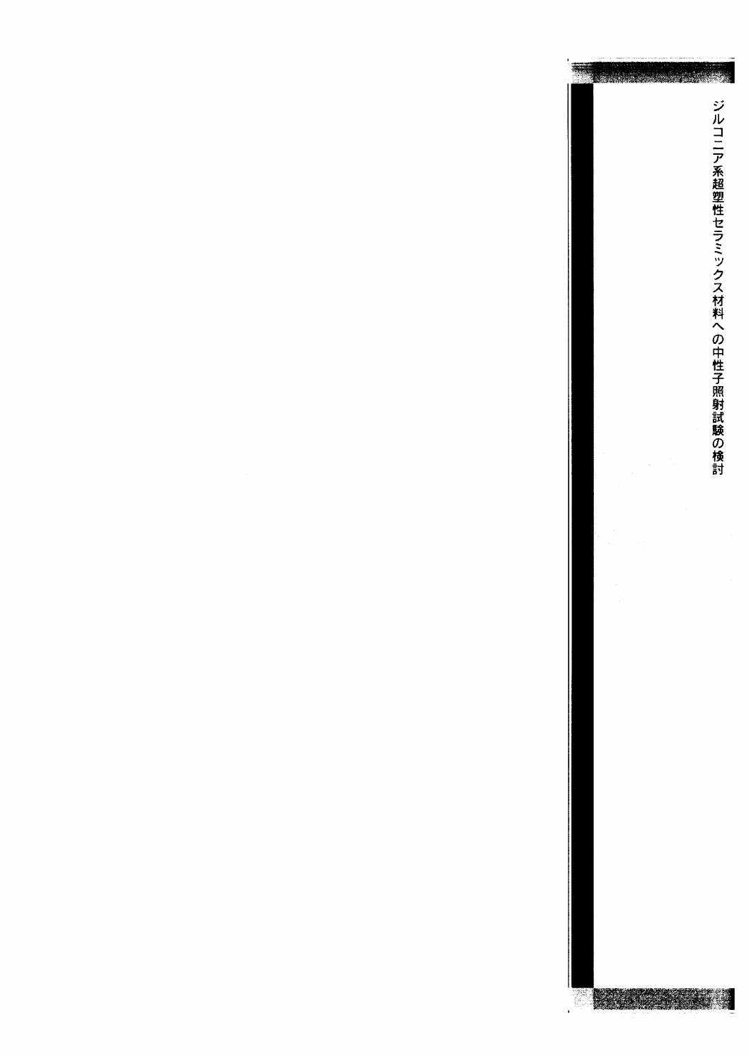ジルコニア系超塑性セラミックス材料への中性子照射試験の検討